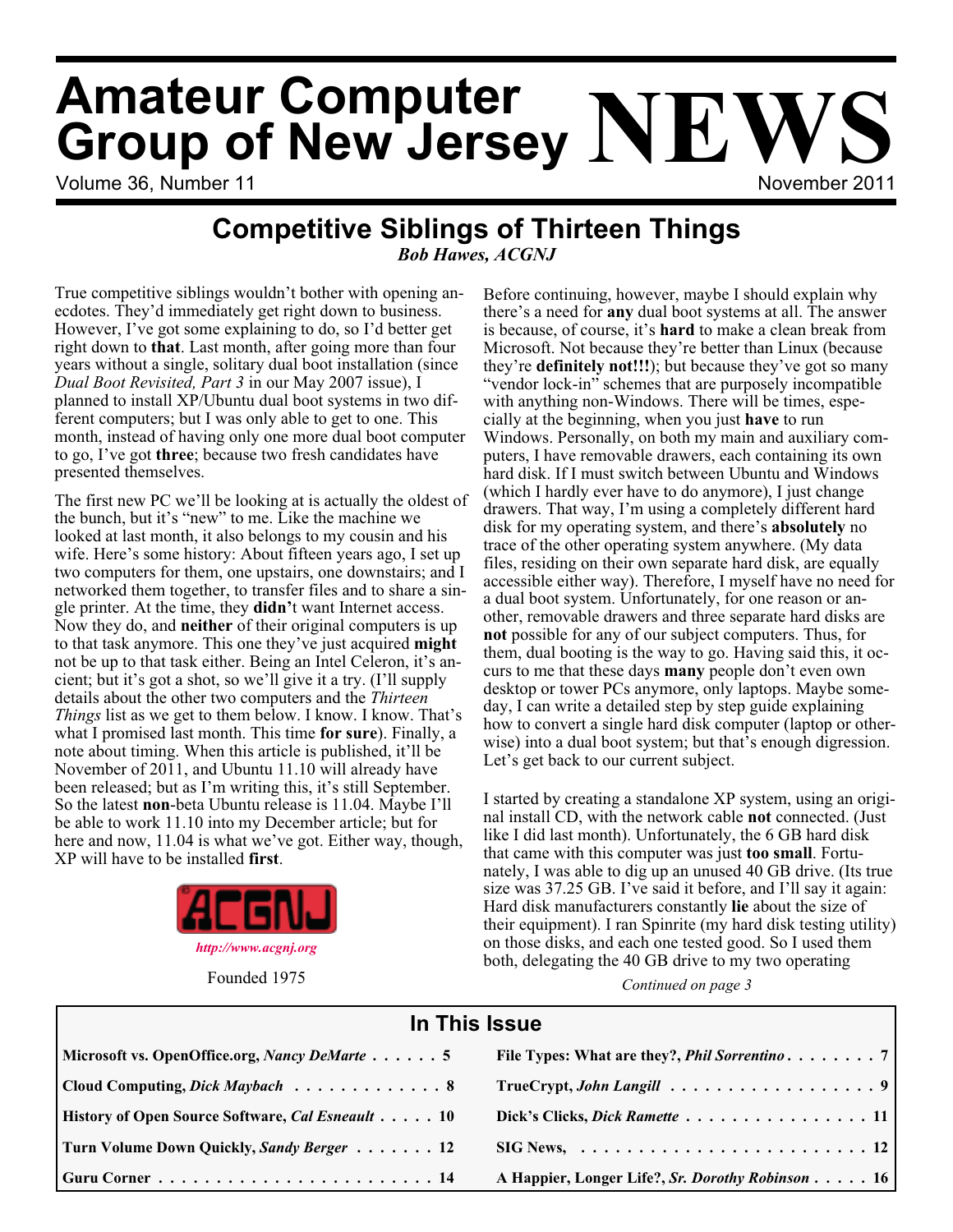# Amateur Computer Group of New Jersey NEWS

Volume 36, Number 11 — November 2011

## Competitive Siblings of Thirteen Things

***Bob Hawes, ACGNJ***

True competitive siblings wouldn't bother with opening anecdotes. They'd immediately get right down to business. However, I've got some explaining to do, so I'd better get right down to **that**. Last month, after going more than four years without a single, solitary dual boot installation (since *Dual Boot Revisited, Part 3* in our May 2007 issue), I planned to install XP/Ubuntu dual boot systems in two different computers; but I was only able to get to one. This month, instead of having only one more dual boot computer to go, I've got **three**; because two fresh candidates have presented themselves.

The first new PC we'll be looking at is actually the oldest of the bunch, but it's "new" to me. Like the machine we looked at last month, it also belongs to my cousin and his wife. Here's some history: About fifteen years ago, I set up two computers for them, one upstairs, one downstairs; and I networked them together, to transfer files and to share a single printer. At the time, they **didn'**t want Internet access. Now they do, and **neither** of their original computers is up to that task anymore. This one they've just acquired **might** not be up to that task either. Being an Intel Celeron, it's ancient; but it's got a shot, so we'll give it a try. (I'll supply details about the other two computers and the *Thirteen Things* list as we get to them below. I know. I know. That's what I promised last month. This time **for sure**). Finally, a note about timing. When this article is published, it'll be November of 2011, and Ubuntu 11.10 will already have been released; but as I'm writing this, it's still September. So the latest **non**-beta Ubuntu release is 11.04. Maybe I'll be able to work 11.10 into my December article; but for here and now, 11.04 is what we've got. Either way, though, XP will have to be installed **first**.

ACGNJ

*http://www.acgnj.org*

Founded 1975

Before continuing, however, maybe I should explain why there's a need for **any** dual boot systems at all. The answer is because, of course, it's **hard** to make a clean break from Microsoft. Not because they're better than Linux (because they're **definitely not!!!**); but because they've got so many "vendor lock-in" schemes that are purposely incompatible with anything non-Windows. There will be times, especially at the beginning, when you just **have** to run Windows. Personally, on both my main and auxiliary computers, I have removable drawers, each containing its own hard disk. If I must switch between Ubuntu and Windows (which I hardly ever have to do anymore), I just change drawers. That way, I'm using a completely different hard disk for my operating system, and there's **absolutely** no trace of the other operating system anywhere. (My data files, residing on their own separate hard disk, are equally accessible either way). Therefore, I myself have no need for a dual boot system. Unfortunately, for one reason or another, removable drawers and three separate hard disks are **not** possible for any of our subject computers. Thus, for them, dual booting is the way to go. Having said this, it occurs to me that these days **many** people don't even own desktop or tower PCs anymore, only laptops. Maybe someday, I can write a detailed step by step guide explaining how to convert a single hard disk computer (laptop or otherwise) into a dual boot system; but that's enough digression. Let's get back to our current subject.

I started by creating a standalone XP system, using an original install CD, with the network cable **not** connected. (Just like I did last month). Unfortunately, the 6 GB hard disk that came with this computer was just **too small**. Fortunately, I was able to dig up an unused 40 GB drive. (Its true size was 37.25 GB. I've said it before, and I'll say it again: Hard disk manufacturers constantly **lie** about the size of their equipment). I ran Spinrite (my hard disk testing utility) on those disks, and each one tested good. So I used them both, delegating the 40 GB drive to my two operating

*Continued on page 3*

## In This Issue

| | |
|---|---|
| **Microsoft vs. OpenOffice.org, *Nancy DeMarte* . . . . . . 5** | **File Types: What are they?, *Phil Sorrentino* . . . . . . . . 7** |
| **Cloud Computing, *Dick Maybach* . . . . . . . . . . . . . 8** | **TrueCrypt, *John Langill* . . . . . . . . . . . . . . . . . . 9** |
| **History of Open Source Software, *Cal Esneault* . . . . . 10** | **Dick's Clicks, *Dick Ramette* . . . . . . . . . . . . . . . . 11** |
| **Turn Volume Down Quickly, *Sandy Berger* . . . . . . . 12** | **SIG News, . . . . . . . . . . . . . . . . . . . . . . . . . 12** |
| **Guru Corner . . . . . . . . . . . . . . . . . . . . . . . . 14** | **A Happier, Longer Life?, *Sr. Dorothy Robinson* . . . . . 16** |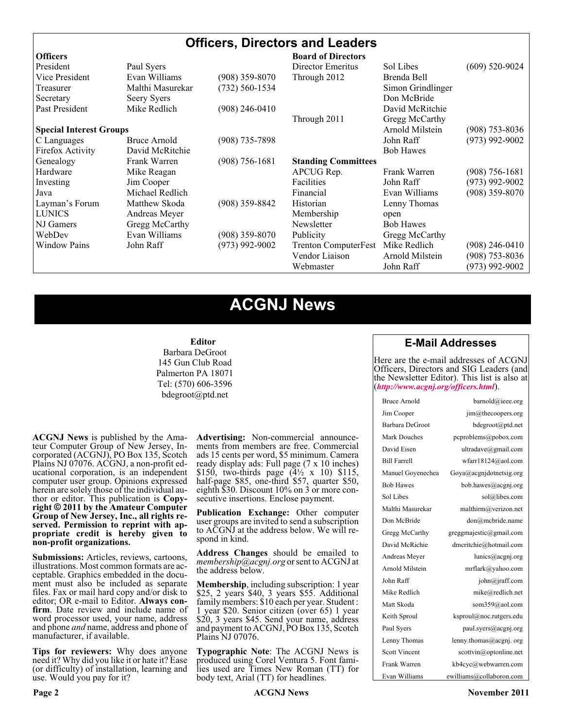# Officers, Directors and Leaders

| **Officers** | | | **Board of Directors** | | |
|---|---|---|---|---|---|
| President | Paul Syers | | Director Emeritus | Sol Libes | (609) 520-9024 |
| Vice President | Evan Williams | (908) 359-8070 | Through 2012 | Brenda Bell | |
| Treasurer | Malthi Masurekar | (732) 560-1534 | | Simon Grindlinger | |
| Secretary | Seery Syers | | | Don McBride | |
| Past President | Mike Redlich | (908) 246-0410 | | David McRitchie | |
| | | | Through 2011 | Gregg McCarthy | |
| **Special Interest Groups** | | | | Arnold Milstein | (908) 753-8036 |
| C Languages | Bruce Arnold | (908) 735-7898 | | John Raff | (973) 992-9002 |
| Firefox Activity | David McRitchie | | | Bob Hawes | |
| Genealogy | Frank Warren | (908) 756-1681 | **Standing Committees** | | |
| Hardware | Mike Reagan | | APCUG Rep. | Frank Warren | (908) 756-1681 |
| Investing | Jim Cooper | | Facilities | John Raff | (973) 992-9002 |
| Java | Michael Redlich | | Financial | Evan Williams | (908) 359-8070 |
| Layman's Forum | Matthew Skoda | (908) 359-8842 | Historian | Lenny Thomas | |
| LUNICS | Andreas Meyer | | Membership | open | |
| NJ Gamers | Gregg McCarthy | | Newsletter | Bob Hawes | |
| WebDev | Evan Williams | (908) 359-8070 | Publicity | Gregg McCarthy | |
| Window Pains | John Raff | (973) 992-9002 | Trenton ComputerFest | Mike Redlich | (908) 246-0410 |
| | | | Vendor Liaison | Arnold Milstein | (908) 753-8036 |
| | | | Webmaster | John Raff | (973) 992-9002 |

# ACGNJ News

**Editor**
Barbara DeGroot
145 Gun Club Road
Palmerton PA 18071
Tel: (570) 606-3596
bdegroot@ptd.net

**ACGNJ News** is published by the Amateur Computer Group of New Jersey, Incorporated (ACGNJ), PO Box 135, Scotch Plains NJ 07076. ACGNJ, a non-profit educational corporation, is an independent computer user group. Opinions expressed herein are solely those of the individual author or editor. This publication is **Copyright © 2011 by the Amateur Computer Group of New Jersey, Inc., all rights reserved. Permission to reprint with appropriate credit is hereby given to non-profit organizations.**

**Submissions:** Articles, reviews, cartoons, illustrations. Most common formats are acceptable. Graphics embedded in the document must also be included as separate files. Fax or mail hard copy and/or disk to editor; OR e-mail to Editor. **Always confirm**. Date review and include name of word processor used, your name, address and phone *and* name, address and phone of manufacturer, if available.

**Tips for reviewers:** Why does anyone need it? Why did you like it or hate it? Ease (or difficulty) of installation, learning and use. Would you pay for it?

**Advertising:** Non-commercial announcements from members are free. Commercial ads 15 cents per word, $5 minimum. Camera ready display ads: Full page (7 x 10 inches) $150, two-thirds page (4½ x 10) $115, half-page $85, one-third $57, quarter $50, eighth $30. Discount 10% on 3 or more consecutive insertions. Enclose payment.

**Publication Exchange:** Other computer user groups are invited to send a subscription to ACGNJ at the address below. We will respond in kind.

**Address Changes** should be emailed to *membership@acgnj.org* or sent to ACGNJ at the address below.

**Membership**, including subscription: 1 year $25, 2 years $40, 3 years $55. Additional family members: $10 each per year. Student : 1 year $20. Senior citizen (over 65) 1 year $20, 3 years $45. Send your name, address and payment to ACGNJ, PO Box 135, Scotch Plains NJ 07076.

**Typographic Note**: The ACGNJ News is produced using Corel Ventura 5. Font families used are Times New Roman (TT) for body text, Arial (TT) for headlines.

## E-Mail Addresses

Here are the e-mail addresses of ACGNJ Officers, Directors and SIG Leaders (and the Newsletter Editor). This list is also at (***http://www.acgnj.org/officers.html***).

| Name | E-mail |
|---|---|
| Bruce Arnold | barnold@ieee.org |
| Jim Cooper | jim@thecoopers.org |
| Barbara DeGroot | bdegroot@ptd.net |
| Mark Douches | pcproblems@pobox.com |
| David Eisen | ultradave@gmail.com |
| Bill Farrell | wfarr18124@aol.com |
| Manuel Goyenechea | Goya@acgnjdotnetsig.org |
| Bob Hawes | bob.hawes@acgnj.org |
| Sol Libes | sol@libes.com |
| Malthi Masurekar | malthirm@verizon.net |
| Don McBride | don@mcbride.name |
| Gregg McCarthy | greggmajestic@gmail.com |
| David McRichie | dmcritchie@hotmail.com |
| Andreas Meyer | lunics@acgnj.org |
| Arnold Milstein | mrflark@yahoo.com |
| John Raff | john@jraff.com |
| Mike Redlich | mike@redlich.net |
| Matt Skoda | som359@aol.com |
| Keith Sproul | ksproul@noc.rutgers.edu |
| Paul Syers | paul.syers@acgnj.org |
| Lenny Thomas | lenny.thomas@acgnj. org |
| Scott Vincent | scottvin@optonline.net |
| Frank Warren | kb4cyc@webwarren.com |
| Evan Williams | ewilliams@collaboron.com |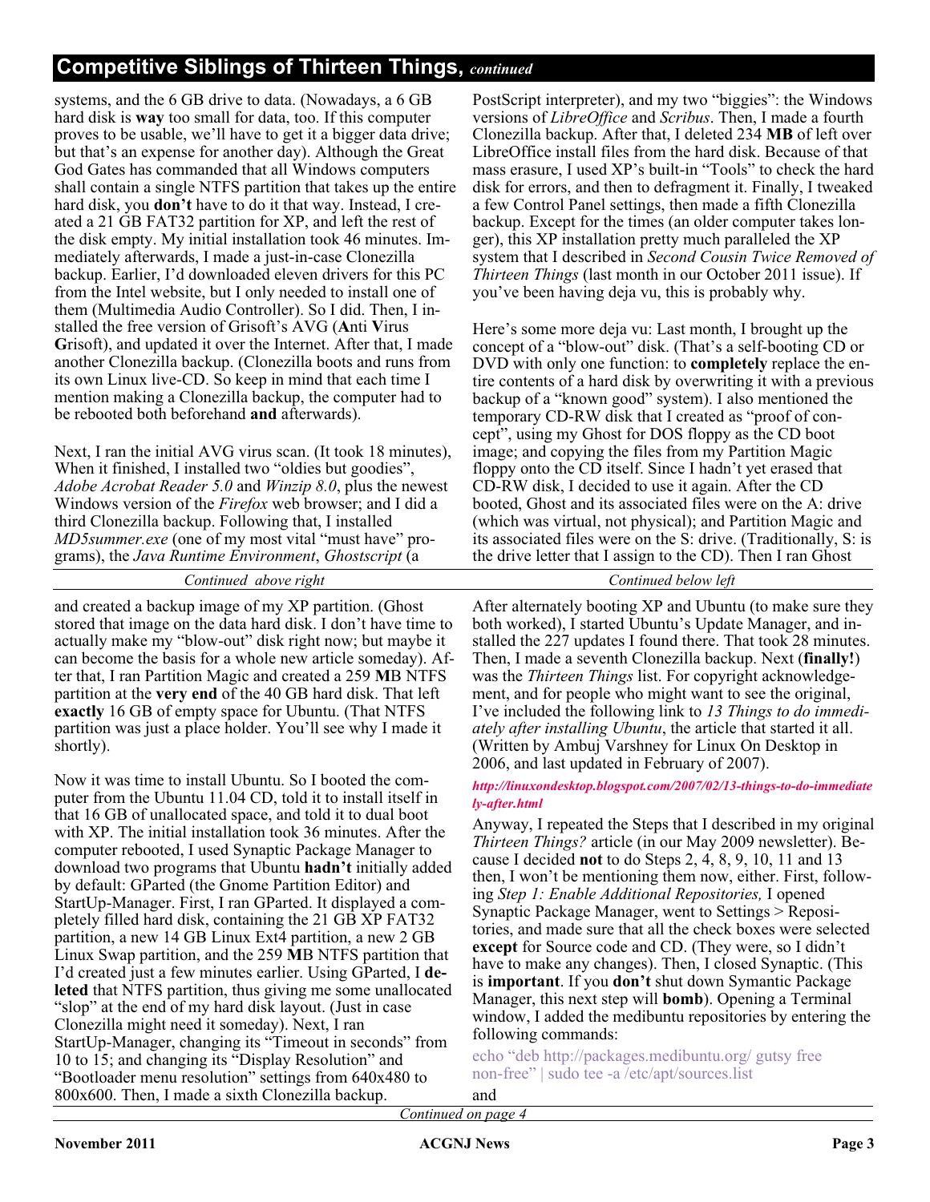## Competitive Siblings of Thirteen Things, *continued*

systems, and the 6 GB drive to data. (Nowadays, a 6 GB hard disk is **way** too small for data, too. If this computer proves to be usable, we'll have to get it a bigger data drive; but that's an expense for another day). Although the Great God Gates has commanded that all Windows computers shall contain a single NTFS partition that takes up the entire hard disk, you **don't** have to do it that way. Instead, I created a 21 GB FAT32 partition for XP, and left the rest of the disk empty. My initial installation took 46 minutes. Immediately afterwards, I made a just-in-case Clonezilla backup. Earlier, I'd downloaded eleven drivers for this PC from the Intel website, but I only needed to install one of them (Multimedia Audio Controller). So I did. Then, I installed the free version of Grisoft's AVG (**A**nti **V**irus **G**risoft), and updated it over the Internet. After that, I made another Clonezilla backup. (Clonezilla boots and runs from its own Linux live-CD. So keep in mind that each time I mention making a Clonezilla backup, the computer had to be rebooted both beforehand **and** afterwards).

Next, I ran the initial AVG virus scan. (It took 18 minutes), When it finished, I installed two "oldies but goodies", *Adobe Acrobat Reader 5.0* and *Winzip 8.0*, plus the newest Windows version of the *Firefox* web browser; and I did a third Clonezilla backup. Following that, I installed *MD5summer.exe* (one of my most vital "must have" programs), the *Java Runtime Environment*, *Ghostscript* (a PostScript interpreter), and my two "biggies": the Windows versions of *LibreOffice* and *Scribus*. Then, I made a fourth Clonezilla backup. After that, I deleted 234 **MB** of left over LibreOffice install files from the hard disk. Because of that mass erasure, I used XP's built-in "Tools" to check the hard disk for errors, and then to defragment it. Finally, I tweaked a few Control Panel settings, then made a fifth Clonezilla backup. Except for the times (an older computer takes longer), this XP installation pretty much paralleled the XP system that I described in *Second Cousin Twice Removed of Thirteen Things* (last month in our October 2011 issue). If you've been having deja vu, this is probably why.

Here's some more deja vu: Last month, I brought up the concept of a "blow-out" disk. (That's a self-booting CD or DVD with only one function: to **completely** replace the entire contents of a hard disk by overwriting it with a previous backup of a "known good" system). I also mentioned the temporary CD-RW disk that I created as "proof of concept", using my Ghost for DOS floppy as the CD boot image; and copying the files from my Partition Magic floppy onto the CD itself. Since I hadn't yet erased that CD-RW disk, I decided to use it again. After the CD booted, Ghost and its associated files were on the A: drive (which was virtual, not physical); and Partition Magic and its associated files were on the S: drive. (Traditionally, S: is the drive letter that I assign to the CD). Then I ran Ghost and created a backup image of my XP partition. (Ghost stored that image on the data hard disk. I don't have time to actually make my "blow-out" disk right now; but maybe it can become the basis for a whole new article someday). After that, I ran Partition Magic and created a 259 **M**B NTFS partition at the **very end** of the 40 GB hard disk. That left **exactly** 16 GB of empty space for Ubuntu. (That NTFS partition was just a place holder. You'll see why I made it shortly).

Now it was time to install Ubuntu. So I booted the computer from the Ubuntu 11.04 CD, told it to install itself in that 16 GB of unallocated space, and told it to dual boot with XP. The initial installation took 36 minutes. After the computer rebooted, I used Synaptic Package Manager to download two programs that Ubuntu **hadn't** initially added by default: GParted (the Gnome Partition Editor) and StartUp-Manager. First, I ran GParted. It displayed a completely filled hard disk, containing the 21 GB XP FAT32 partition, a new 14 GB Linux Ext4 partition, a new 2 GB Linux Swap partition, and the 259 **M**B NTFS partition that I'd created just a few minutes earlier. Using GParted, I **deleted** that NTFS partition, thus giving me some unallocated "slop" at the end of my hard disk layout. (Just in case Clonezilla might need it someday). Next, I ran StartUp-Manager, changing its "Timeout in seconds" from 10 to 15; and changing its "Display Resolution" and "Bootloader menu resolution" settings from 640x480 to 800x600. Then, I made a sixth Clonezilla backup.

After alternately booting XP and Ubuntu (to make sure they both worked), I started Ubuntu's Update Manager, and installed the 227 updates I found there. That took 28 minutes. Then, I made a seventh Clonezilla backup. Next (**finally!**) was the *Thirteen Things* list. For copyright acknowledgement, and for people who might want to see the original, I've included the following link to *13 Things to do immediately after installing Ubuntu*, the article that started it all. (Written by Ambuj Varshney for Linux On Desktop in 2006, and last updated in February of 2007).

***http://linuxondesktop.blogspot.com/2007/02/13-things-to-do-immediately-after.html***

Anyway, I repeated the Steps that I described in my original *Thirteen Things?* article (in our May 2009 newsletter). Because I decided **not** to do Steps 2, 4, 8, 9, 10, 11 and 13 then, I won't be mentioning them now, either. First, following *Step 1: Enable Additional Repositories,* I opened Synaptic Package Manager, went to Settings > Repositories, and made sure that all the check boxes were selected **except** for Source code and CD. (They were, so I didn't have to make any changes). Then, I closed Synaptic. (This is **important**. If you **don't** shut down Symantic Package Manager, this next step will **bomb**). Opening a Terminal window, I added the medibuntu repositories by entering the following commands:

```
echo "deb http://packages.medibuntu.org/ gutsy free non-free" | sudo tee -a /etc/apt/sources.list
```

and

*Continued on page 4*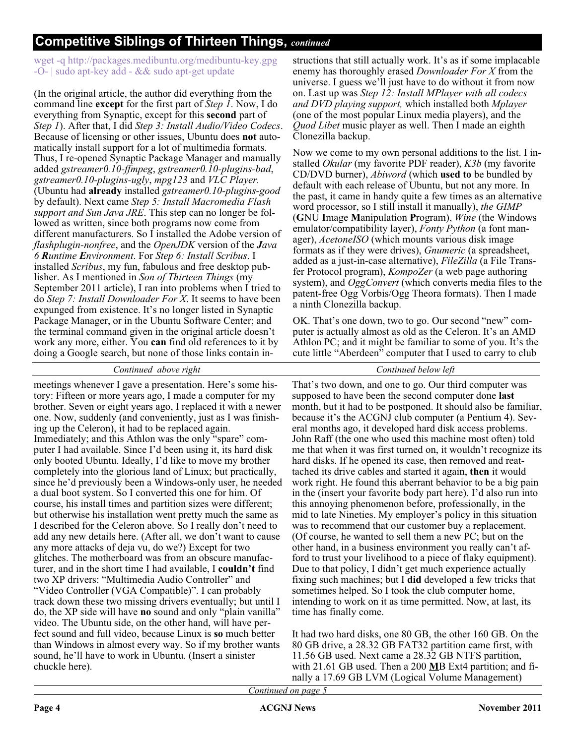## Competitive Siblings of Thirteen Things, *continued*

```
wget -q http://packages.medibuntu.org/medibuntu-key.gpg
-O- | sudo apt-key add - && sudo apt-get update
```

(In the original article, the author did everything from the command line **except** for the first part of *Step 1*. Now, I do everything from Synaptic, except for this **second** part of *Step 1*). After that, I did *Step 3: Install Audio/Video Codecs*. Because of licensing or other issues, Ubuntu does **not** automatically install support for a lot of multimedia formats. Thus, I re-opened Synaptic Package Manager and manually added *gstreamer0.10-ffmpeg*, *gstreamer0.10-plugins-bad*, *gstreamer0.10-plugins-ugly*, *mpg123* and *VLC Player.* (Ubuntu had **already** installed *gstreamer0.10-plugins-good* by default). Next came *Step 5: Install Macromedia Flash support and Sun Java JRE*. This step can no longer be followed as written, since both programs now come from different manufacturers. So I installed the Adobe version of *flashplugin-nonfree*, and the *OpenJDK* version of the ***J**ava 6 **R**untime **E**nvironment*. For *Step 6: Install Scribus*. I installed *Scribus*, my fun, fabulous and free desktop publisher. As I mentioned in *Son of Thirteen Things* (my September 2011 article), I ran into problems when I tried to do *Step 7: Install Downloader For X*. It seems to have been expunged from existence. It's no longer listed in Synaptic Package Manager, or in the Ubuntu Software Center; and the terminal command given in the original article doesn't work any more, either. You **can** find old references to it by doing a Google search, but none of those links contain instructions that still actually work. It's as if some implacable enemy has thoroughly erased *Downloader For X* from the universe. I guess we'll just have to do without it from now on. Last up was *Step 12: Install MPlayer with all codecs and DVD playing support,* which installed both *Mplayer* (one of the most popular Linux media players), and the *Quod Libet* music player as well. Then I made an eighth Clonezilla backup.

Now we come to my own personal additions to the list. I installed *Okular* (my favorite PDF reader), *K3b* (my favorite CD/DVD burner), *Abiword* (which **used to** be bundled by default with each release of Ubuntu, but not any more. In the past, it came in handy quite a few times as an alternative word processor, so I still install it manually), *the GIMP* (**G**NU **I**mage **M**anipulation **P**rogram), *Wine* (the Windows emulator/compatibility layer), *Fonty Python* (a font manager), *AcetoneISO* (which mounts various disk image formats as if they were drives), *Gnumeric* (a spreadsheet, added as a just-in-case alternative), *FileZilla* (a File Transfer Protocol program), *KompoZer* (a web page authoring system), and *OggConvert* (which converts media files to the patent-free Ogg Vorbis/Ogg Theora formats). Then I made a ninth Clonezilla backup.

OK. That's one down, two to go. Our second "new" computer is actually almost as old as the Celeron. It's an AMD Athlon PC; and it might be familiar to some of you. It's the cute little "Aberdeen" computer that I used to carry to club meetings whenever I gave a presentation. Here's some history: Fifteen or more years ago, I made a computer for my brother. Seven or eight years ago, I replaced it with a newer one. Now, suddenly (and conveniently, just as I was finishing up the Celeron), it had to be replaced again. Immediately; and this Athlon was the only "spare" computer I had available. Since I'd been using it, its hard disk only booted Ubuntu. Ideally, I'd like to move my brother completely into the glorious land of Linux; but practically, since he'd previously been a Windows-only user, he needed a dual boot system. So I converted this one for him. Of course, his install times and partition sizes were different; but otherwise his installation went pretty much the same as I described for the Celeron above. So I really don't need to add any new details here. (After all, we don't want to cause any more attacks of deja vu, do we?) Except for two glitches. The motherboard was from an obscure manufacturer, and in the short time I had available, I **couldn't** find two XP drivers: "Multimedia Audio Controller" and "Video Controller (VGA Compatible)". I can probably track down these two missing drivers eventually; but until I do, the XP side will have **no** sound and only "plain vanilla" video. The Ubuntu side, on the other hand, will have perfect sound and full video, because Linux is **so** much better than Windows in almost every way. So if my brother wants sound, he'll have to work in Ubuntu. (Insert a sinister chuckle here).

That's two down, and one to go. Our third computer was supposed to have been the second computer done **last** month, but it had to be postponed. It should also be familiar, because it's the ACGNJ club computer (a Pentium 4). Several months ago, it developed hard disk access problems. John Raff (the one who used this machine most often) told me that when it was first turned on, it wouldn't recognize its hard disks. If he opened its case, then removed and reattached its drive cables and started it again, **then** it would work right. He found this aberrant behavior to be a big pain in the (insert your favorite body part here). I'd also run into this annoying phenomenon before, professionally, in the mid to late Nineties. My employer's policy in this situation was to recommend that our customer buy a replacement. (Of course, he wanted to sell them a new PC; but on the other hand, in a business environment you really can't afford to trust your livelihood to a piece of flaky equipment). Due to that policy, I didn't get much experience actually fixing such machines; but I **did** developed a few tricks that sometimes helped. So I took the club computer home, intending to work on it as time permitted. Now, at last, its time has finally come.

It had two hard disks, one 80 GB, the other 160 GB. On the 80 GB drive, a 28.32 GB FAT32 partition came first, with 11.56 GB used. Next came a 28.32 GB NTFS partition, with 21.61 GB used. Then a 200 **M**B Ext4 partition; and finally a 17.69 GB LVM (Logical Volume Management)

*Continued on page 5*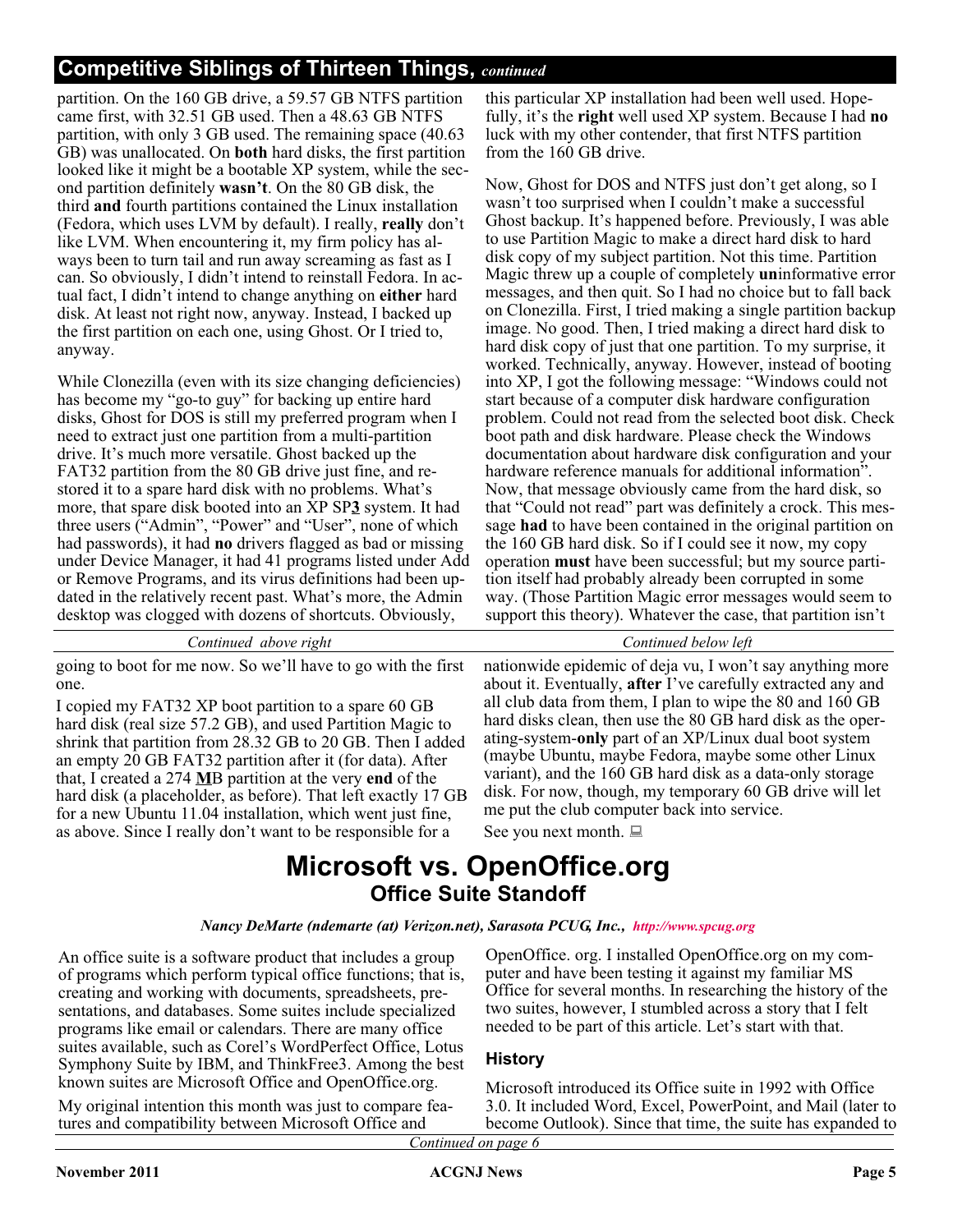## Competitive Siblings of Thirteen Things, *continued*

partition. On the 160 GB drive, a 59.57 GB NTFS partition came first, with 32.51 GB used. Then a 48.63 GB NTFS partition, with only 3 GB used. The remaining space (40.63 GB) was unallocated. On **both** hard disks, the first partition looked like it might be a bootable XP system, while the second partition definitely **wasn't**. On the 80 GB disk, the third **and** fourth partitions contained the Linux installation (Fedora, which uses LVM by default). I really, **really** don't like LVM. When encountering it, my firm policy has always been to turn tail and run away screaming as fast as I can. So obviously, I didn't intend to reinstall Fedora. In actual fact, I didn't intend to change anything on **either** hard disk. At least not right now, anyway. Instead, I backed up the first partition on each one, using Ghost. Or I tried to, anyway.

While Clonezilla (even with its size changing deficiencies) has become my "go-to guy" for backing up entire hard disks, Ghost for DOS is still my preferred program when I need to extract just one partition from a multi-partition drive. It's much more versatile. Ghost backed up the FAT32 partition from the 80 GB drive just fine, and restored it to a spare hard disk with no problems. What's more, that spare disk booted into an XP SP**3** system. It had three users ("Admin", "Power" and "User", none of which had passwords), it had **no** drivers flagged as bad or missing under Device Manager, it had 41 programs listed under Add or Remove Programs, and its virus definitions had been updated in the relatively recent past. What's more, the Admin desktop was clogged with dozens of shortcuts. Obviously, this particular XP installation had been well used. Hopefully, it's the **right** well used XP system. Because I had **no** luck with my other contender, that first NTFS partition from the 160 GB drive.

Now, Ghost for DOS and NTFS just don't get along, so I wasn't too surprised when I couldn't make a successful Ghost backup. It's happened before. Previously, I was able to use Partition Magic to make a direct hard disk to hard disk copy of my subject partition. Not this time. Partition Magic threw up a couple of completely **un**informative error messages, and then quit. So I had no choice but to fall back on Clonezilla. First, I tried making a single partition backup image. No good. Then, I tried making a direct hard disk to hard disk copy of just that one partition. To my surprise, it worked. Technically, anyway. However, instead of booting into XP, I got the following message: "Windows could not start because of a computer disk hardware configuration problem. Could not read from the selected boot disk. Check boot path and disk hardware. Please check the Windows documentation about hardware disk configuration and your hardware reference manuals for additional information". Now, that message obviously came from the hard disk, so that "Could not read" part was definitely a crock. This message **had** to have been contained in the original partition on the 160 GB hard disk. So if I could see it now, my copy operation **must** have been successful; but my source partition itself had probably already been corrupted in some way. (Those Partition Magic error messages would seem to support this theory). Whatever the case, that partition isn't going to boot for me now. So we'll have to go with the first one.

I copied my FAT32 XP boot partition to a spare 60 GB hard disk (real size 57.2 GB), and used Partition Magic to shrink that partition from 28.32 GB to 20 GB. Then I added an empty 20 GB FAT32 partition after it (for data). After that, I created a 274 **M**B partition at the very **end** of the hard disk (a placeholder, as before). That left exactly 17 GB for a new Ubuntu 11.04 installation, which went just fine, as above. Since I really don't want to be responsible for a nationwide epidemic of deja vu, I won't say anything more about it. Eventually, **after** I've carefully extracted any and all club data from them, I plan to wipe the 80 and 160 GB hard disks clean, then use the 80 GB hard disk as the operating-system-**only** part of an XP/Linux dual boot system (maybe Ubuntu, maybe Fedora, maybe some other Linux variant), and the 160 GB hard disk as a data-only storage disk. For now, though, my temporary 60 GB drive will let me put the club computer back into service.

See you next month.

# Microsoft vs. OpenOffice.org
## Office Suite Standoff

***Nancy DeMarte (ndemarte (at) Verizon.net), Sarasota PCUG, Inc., http://www.spcug.org***

An office suite is a software product that includes a group of programs which perform typical office functions; that is, creating and working with documents, spreadsheets, presentations, and databases. Some suites include specialized programs like email or calendars. There are many office suites available, such as Corel's WordPerfect Office, Lotus Symphony Suite by IBM, and ThinkFree3. Among the best known suites are Microsoft Office and OpenOffice.org.

My original intention this month was just to compare features and compatibility between Microsoft Office and OpenOffice. org. I installed OpenOffice.org on my computer and have been testing it against my familiar MS Office for several months. In researching the history of the two suites, however, I stumbled across a story that I felt needed to be part of this article. Let's start with that.

### History

Microsoft introduced its Office suite in 1992 with Office 3.0. It included Word, Excel, PowerPoint, and Mail (later to become Outlook). Since that time, the suite has expanded to

*Continued on page 6*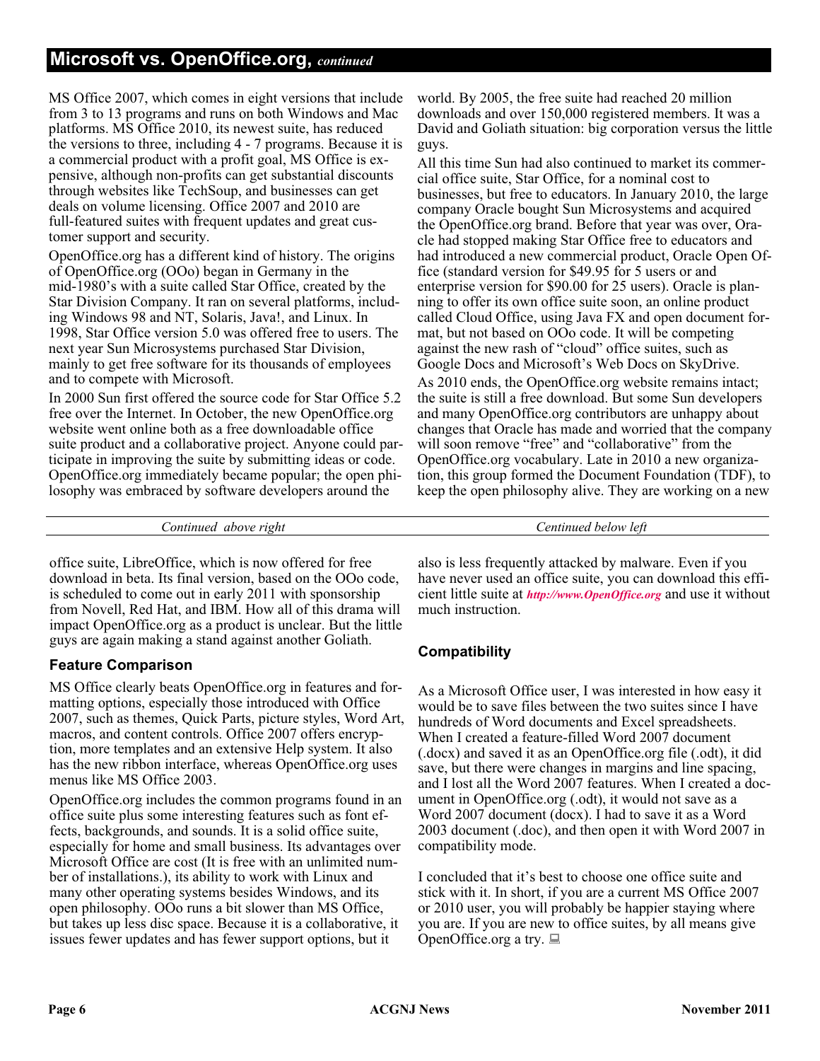## Microsoft vs. OpenOffice.org, *continued*

MS Office 2007, which comes in eight versions that include from 3 to 13 programs and runs on both Windows and Mac platforms. MS Office 2010, its newest suite, has reduced the versions to three, including 4 - 7 programs. Because it is a commercial product with a profit goal, MS Office is expensive, although non-profits can get substantial discounts through websites like TechSoup, and businesses can get deals on volume licensing. Office 2007 and 2010 are full-featured suites with frequent updates and great customer support and security.

OpenOffice.org has a different kind of history. The origins of OpenOffice.org (OOo) began in Germany in the mid-1980's with a suite called Star Office, created by the Star Division Company. It ran on several platforms, including Windows 98 and NT, Solaris, Java!, and Linux. In 1998, Star Office version 5.0 was offered free to users. The next year Sun Microsystems purchased Star Division, mainly to get free software for its thousands of employees and to compete with Microsoft.

In 2000 Sun first offered the source code for Star Office 5.2 free over the Internet. In October, the new OpenOffice.org website went online both as a free downloadable office suite product and a collaborative project. Anyone could participate in improving the suite by submitting ideas or code. OpenOffice.org immediately became popular; the open philosophy was embraced by software developers around the world. By 2005, the free suite had reached 20 million downloads and over 150,000 registered members. It was a David and Goliath situation: big corporation versus the little guys.

All this time Sun had also continued to market its commercial office suite, Star Office, for a nominal cost to businesses, but free to educators. In January 2010, the large company Oracle bought Sun Microsystems and acquired the OpenOffice.org brand. Before that year was over, Oracle had stopped making Star Office free to educators and had introduced a new commercial product, Oracle Open Office (standard version for $49.95 for 5 users or and enterprise version for $90.00 for 25 users). Oracle is planning to offer its own office suite soon, an online product called Cloud Office, using Java FX and open document format, but not based on OOo code. It will be competing against the new rash of "cloud" office suites, such as Google Docs and Microsoft's Web Docs on SkyDrive.

As 2010 ends, the OpenOffice.org website remains intact; the suite is still a free download. But some Sun developers and many OpenOffice.org contributors are unhappy about changes that Oracle has made and worried that the company will soon remove "free" and "collaborative" from the OpenOffice.org vocabulary. Late in 2010 a new organization, this group formed the Document Foundation (TDF), to keep the open philosophy alive. They are working on a new office suite, LibreOffice, which is now offered for free download in beta. Its final version, based on the OOo code, is scheduled to come out in early 2011 with sponsorship from Novell, Red Hat, and IBM. How all of this drama will impact OpenOffice.org as a product is unclear. But the little guys are again making a stand against another Goliath.

### Feature Comparison

MS Office clearly beats OpenOffice.org in features and formatting options, especially those introduced with Office 2007, such as themes, Quick Parts, picture styles, Word Art, macros, and content controls. Office 2007 offers encryption, more templates and an extensive Help system. It also has the new ribbon interface, whereas OpenOffice.org uses menus like MS Office 2003.

OpenOffice.org includes the common programs found in an office suite plus some interesting features such as font effects, backgrounds, and sounds. It is a solid office suite, especially for home and small business. Its advantages over Microsoft Office are cost (It is free with an unlimited number of installations.), its ability to work with Linux and many other operating systems besides Windows, and its open philosophy. OOo runs a bit slower than MS Office, but takes up less disc space. Because it is a collaborative, it issues fewer updates and has fewer support options, but it also is less frequently attacked by malware. Even if you have never used an office suite, you can download this efficient little suite at ***http://www.OpenOffice.org*** and use it without much instruction.

### Compatibility

As a Microsoft Office user, I was interested in how easy it would be to save files between the two suites since I have hundreds of Word documents and Excel spreadsheets. When I created a feature-filled Word 2007 document (.docx) and saved it as an OpenOffice.org file (.odt), it did save, but there were changes in margins and line spacing, and I lost all the Word 2007 features. When I created a document in OpenOffice.org (.odt), it would not save as a Word 2007 document (docx). I had to save it as a Word 2003 document (.doc), and then open it with Word 2007 in compatibility mode.

I concluded that it's best to choose one office suite and stick with it. In short, if you are a current MS Office 2007 or 2010 user, you will probably be happier staying where you are. If you are new to office suites, by all means give OpenOffice.org a try.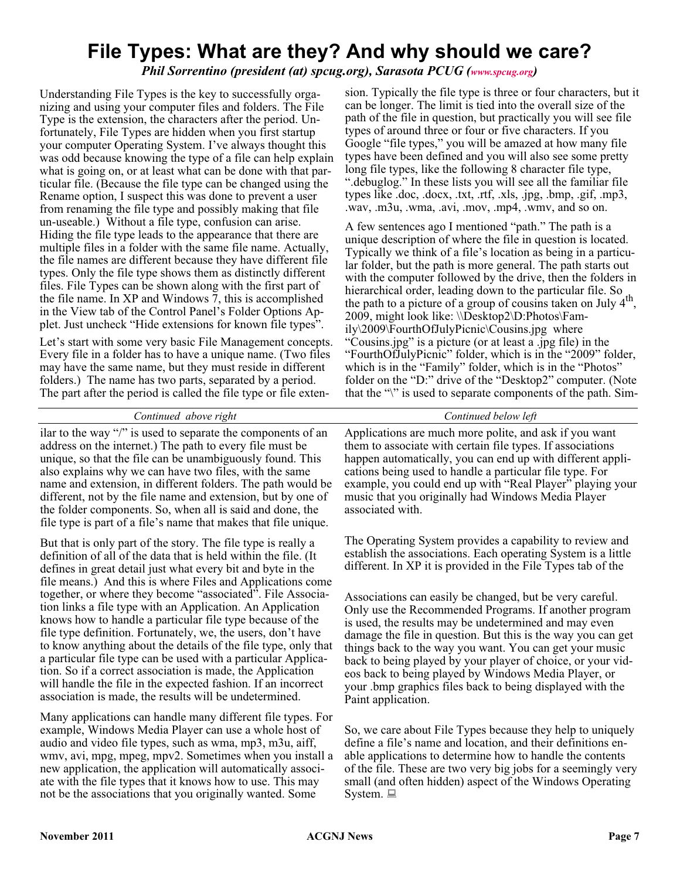# File Types: What are they? And why should we care?

*Phil Sorrentino (president (at) spcug.org), Sarasota PCUG (www.spcug.org)*

Understanding File Types is the key to successfully organizing and using your computer files and folders. The File Type is the extension, the characters after the period. Unfortunately, File Types are hidden when you first startup your computer Operating System. I've always thought this was odd because knowing the type of a file can help explain what is going on, or at least what can be done with that particular file. (Because the file type can be changed using the Rename option, I suspect this was done to prevent a user from renaming the file type and possibly making that file un-useable.) Without a file type, confusion can arise. Hiding the file type leads to the appearance that there are multiple files in a folder with the same file name. Actually, the file names are different because they have different file types. Only the file type shows them as distinctly different files. File Types can be shown along with the first part of the file name. In XP and Windows 7, this is accomplished in the View tab of the Control Panel's Folder Options Applet. Just uncheck "Hide extensions for known file types".

Let's start with some very basic File Management concepts. Every file in a folder has to have a unique name. (Two files may have the same name, but they must reside in different folders.) The name has two parts, separated by a period. The part after the period is called the file type or file extension. Typically the file type is three or four characters, but it can be longer. The limit is tied into the overall size of the path of the file in question, but practically you will see file types of around three or four or five characters. If you Google "file types," you will be amazed at how many file types have been defined and you will also see some pretty long file types, like the following 8 character file type, ".debuglog." In these lists you will see all the familiar file types like .doc, .docx, .txt, .rtf, .xls, .jpg, .bmp, .gif, .mp3, .wav, .m3u, .wma, .avi, .mov, .mp4, .wmv, and so on.

A few sentences ago I mentioned "path." The path is a unique description of where the file in question is located. Typically we think of a file's location as being in a particular folder, but the path is more general. The path starts out with the computer followed by the drive, then the folders in hierarchical order, leading down to the particular file. So the path to a picture of a group of cousins taken on July 4th, 2009, might look like: \\Desktop2\D:Photos\Family\2009\FourthOfJulyPicnic\Cousins.jpg where "Cousins.jpg" is a picture (or at least a .jpg file) in the "FourthOfJulyPicnic" folder, which is in the "2009" folder, which is in the "Family" folder, which is in the "Photos" folder on the "D:" drive of the "Desktop2" computer. (Note that the "\" is used to separate components of the path. Similar to the way "/" is used to separate the components of an address on the internet.) The path to every file must be unique, so that the file can be unambiguously found. This also explains why we can have two files, with the same name and extension, in different folders. The path would be different, not by the file name and extension, but by one of the folder components. So, when all is said and done, the file type is part of a file's name that makes that file unique.

But that is only part of the story. The file type is really a definition of all of the data that is held within the file. (It defines in great detail just what every bit and byte in the file means.) And this is where Files and Applications come together, or where they become "associated". File Association links a file type with an Application. An Application knows how to handle a particular file type because of the file type definition. Fortunately, we, the users, don't have to know anything about the details of the file type, only that a particular file type can be used with a particular Application. So if a correct association is made, the Application will handle the file in the expected fashion. If an incorrect association is made, the results will be undetermined.

Many applications can handle many different file types. For example, Windows Media Player can use a whole host of audio and video file types, such as wma, mp3, m3u, aiff, wmv, avi, mpg, mpeg, mpv2. Sometimes when you install a new application, the application will automatically associate with the file types that it knows how to use. This may not be the associations that you originally wanted. Some Applications are much more polite, and ask if you want them to associate with certain file types. If associations happen automatically, you can end up with different applications being used to handle a particular file type. For example, you could end up with "Real Player" playing your music that you originally had Windows Media Player associated with.

The Operating System provides a capability to review and establish the associations. Each operating System is a little different. In XP it is provided in the File Types tab of the

Associations can easily be changed, but be very careful. Only use the Recommended Programs. If another program is used, the results may be undetermined and may even damage the file in question. But this is the way you can get things back to the way you want. You can get your music back to being played by your player of choice, or your videos back to being played by Windows Media Player, or your .bmp graphics files back to being displayed with the Paint application.

So, we care about File Types because they help to uniquely define a file's name and location, and their definitions enable applications to determine how to handle the contents of the file. These are two very big jobs for a seemingly very small (and often hidden) aspect of the Windows Operating System.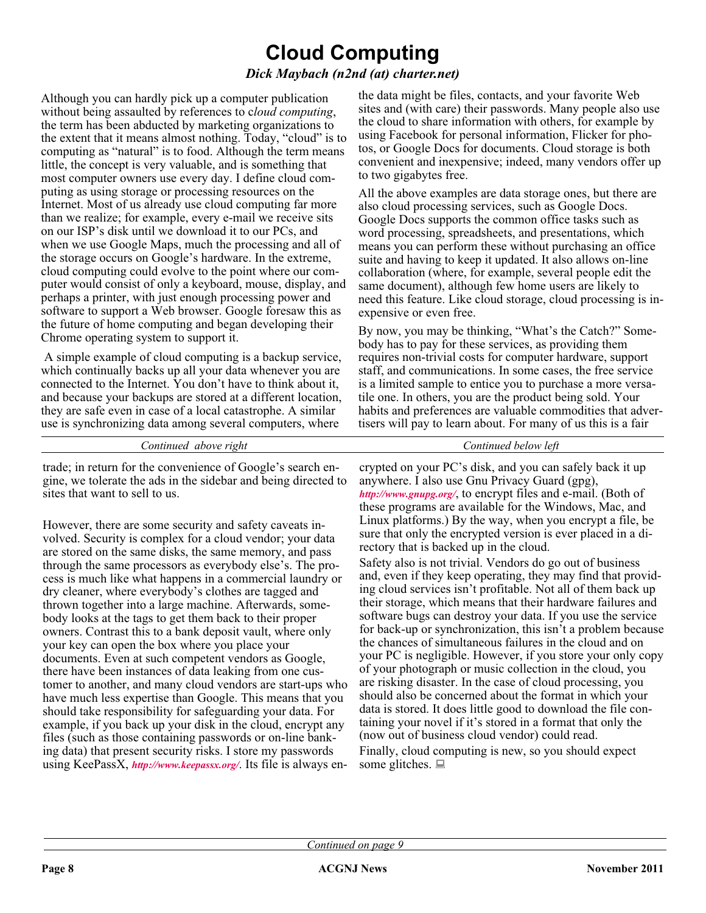# Cloud Computing

*Dick Maybach (n2nd (at) charter.net)*

Although you can hardly pick up a computer publication without being assaulted by references to c*loud computing*, the term has been abducted by marketing organizations to the extent that it means almost nothing. Today, "cloud" is to computing as "natural" is to food. Although the term means little, the concept is very valuable, and is something that most computer owners use every day. I define cloud computing as using storage or processing resources on the Internet. Most of us already use cloud computing far more than we realize; for example, every e-mail we receive sits on our ISP's disk until we download it to our PCs, and when we use Google Maps, much the processing and all of the storage occurs on Google's hardware. In the extreme, cloud computing could evolve to the point where our computer would consist of only a keyboard, mouse, display, and perhaps a printer, with just enough processing power and software to support a Web browser. Google foresaw this as the future of home computing and began developing their Chrome operating system to support it.

A simple example of cloud computing is a backup service, which continually backs up all your data whenever you are connected to the Internet. You don't have to think about it, and because your backups are stored at a different location, they are safe even in case of a local catastrophe. A similar use is synchronizing data among several computers, where the data might be files, contacts, and your favorite Web sites and (with care) their passwords. Many people also use the cloud to share information with others, for example by using Facebook for personal information, Flicker for photos, or Google Docs for documents. Cloud storage is both convenient and inexpensive; indeed, many vendors offer up to two gigabytes free.

All the above examples are data storage ones, but there are also cloud processing services, such as Google Docs. Google Docs supports the common office tasks such as word processing, spreadsheets, and presentations, which means you can perform these without purchasing an office suite and having to keep it updated. It also allows on-line collaboration (where, for example, several people edit the same document), although few home users are likely to need this feature. Like cloud storage, cloud processing is inexpensive or even free.

By now, you may be thinking, "What's the Catch?" Somebody has to pay for these services, as providing them requires non-trivial costs for computer hardware, support staff, and communications. In some cases, the free service is a limited sample to entice you to purchase a more versatile one. In others, you are the product being sold. Your habits and preferences are valuable commodities that advertisers will pay to learn about. For many of us this is a fair trade; in return for the convenience of Google's search engine, we tolerate the ads in the sidebar and being directed to sites that want to sell to us.

However, there are some security and safety caveats involved. Security is complex for a cloud vendor; your data are stored on the same disks, the same memory, and pass through the same processors as everybody else's. The process is much like what happens in a commercial laundry or dry cleaner, where everybody's clothes are tagged and thrown together into a large machine. Afterwards, somebody looks at the tags to get them back to their proper owners. Contrast this to a bank deposit vault, where only your key can open the box where you place your documents. Even at such competent vendors as Google, there have been instances of data leaking from one customer to another, and many cloud vendors are start-ups who have much less expertise than Google. This means that you should take responsibility for safeguarding your data. For example, if you back up your disk in the cloud, encrypt any files (such as those containing passwords or on-line banking data) that present security risks. I store my passwords using KeePassX, *http://www.keepassx.org/*. Its file is always encrypted on your PC's disk, and you can safely back it up anywhere. I also use Gnu Privacy Guard (gpg), *http://www.gnupg.org/*, to encrypt files and e-mail. (Both of these programs are available for the Windows, Mac, and Linux platforms.) By the way, when you encrypt a file, be sure that only the encrypted version is ever placed in a directory that is backed up in the cloud.

Safety also is not trivial. Vendors do go out of business and, even if they keep operating, they may find that providing cloud services isn't profitable. Not all of them back up their storage, which means that their hardware failures and software bugs can destroy your data. If you use the service for back-up or synchronization, this isn't a problem because the chances of simultaneous failures in the cloud and on your PC is negligible. However, if you store your only copy of your photograph or music collection in the cloud, you are risking disaster. In the case of cloud processing, you should also be concerned about the format in which your data is stored. It does little good to download the file containing your novel if it's stored in a format that only the (now out of business cloud vendor) could read.

Finally, cloud computing is new, so you should expect some glitches.

*Continued on page 9*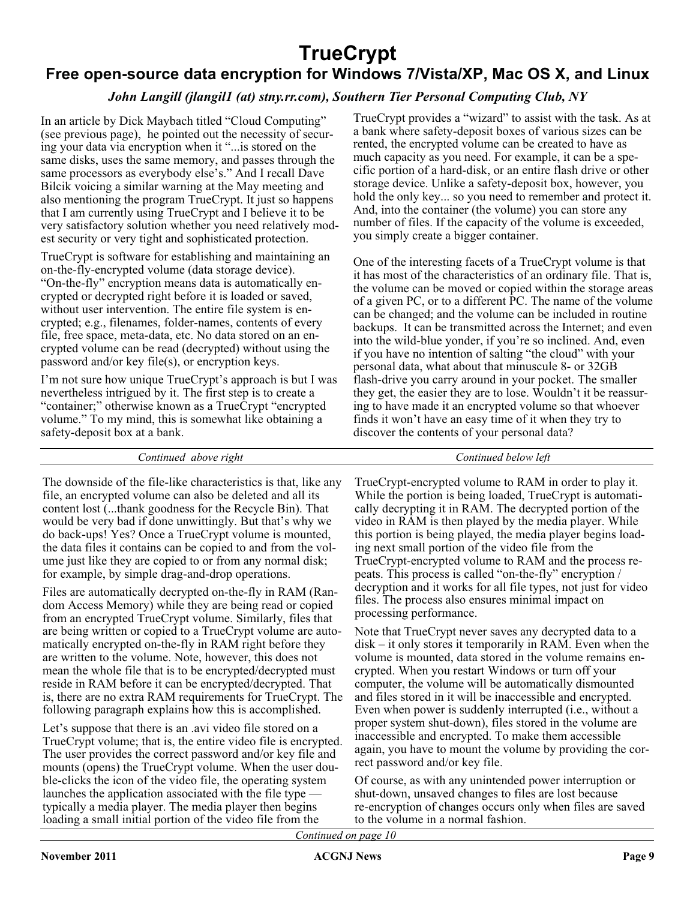# TrueCrypt

## Free open-source data encryption for Windows 7/Vista/XP, Mac OS X, and Linux

*John Langill (jlangil1 (at) stny.rr.com), Southern Tier Personal Computing Club, NY*

In an article by Dick Maybach titled "Cloud Computing" (see previous page), he pointed out the necessity of securing your data via encryption when it "...is stored on the same disks, uses the same memory, and passes through the same processors as everybody else's." And I recall Dave Bilcik voicing a similar warning at the May meeting and also mentioning the program TrueCrypt. It just so happens that I am currently using TrueCrypt and I believe it to be very satisfactory solution whether you need relatively modest security or very tight and sophisticated protection.

TrueCrypt is software for establishing and maintaining an on-the-fly-encrypted volume (data storage device). "On-the-fly" encryption means data is automatically encrypted or decrypted right before it is loaded or saved, without user intervention. The entire file system is encrypted; e.g., filenames, folder-names, contents of every file, free space, meta-data, etc. No data stored on an encrypted volume can be read (decrypted) without using the password and/or key file(s), or encryption keys.

I'm not sure how unique TrueCrypt's approach is but I was nevertheless intrigued by it. The first step is to create a "container;" otherwise known as a TrueCrypt "encrypted volume." To my mind, this is somewhat like obtaining a safety-deposit box at a bank.

*Continued above right*

TrueCrypt provides a "wizard" to assist with the task. As at a bank where safety-deposit boxes of various sizes can be rented, the encrypted volume can be created to have as much capacity as you need. For example, it can be a specific portion of a hard-disk, or an entire flash drive or other storage device. Unlike a safety-deposit box, however, you hold the only key... so you need to remember and protect it. And, into the container (the volume) you can store any number of files. If the capacity of the volume is exceeded, you simply create a bigger container.

One of the interesting facets of a TrueCrypt volume is that it has most of the characteristics of an ordinary file. That is, the volume can be moved or copied within the storage areas of a given PC, or to a different PC. The name of the volume can be changed; and the volume can be included in routine backups. It can be transmitted across the Internet; and even into the wild-blue yonder, if you're so inclined. And, even if you have no intention of salting "the cloud" with your personal data, what about that minuscule 8- or 32GB flash-drive you carry around in your pocket. The smaller they get, the easier they are to lose. Wouldn't it be reassuring to have made it an encrypted volume so that whoever finds it won't have an easy time of it when they try to discover the contents of your personal data?

*Continued below left*

The downside of the file-like characteristics is that, like any file, an encrypted volume can also be deleted and all its content lost (...thank goodness for the Recycle Bin). That would be very bad if done unwittingly. But that's why we do back-ups! Yes? Once a TrueCrypt volume is mounted, the data files it contains can be copied to and from the volume just like they are copied to or from any normal disk; for example, by simple drag-and-drop operations.

Files are automatically decrypted on-the-fly in RAM (Random Access Memory) while they are being read or copied from an encrypted TrueCrypt volume. Similarly, files that are being written or copied to a TrueCrypt volume are automatically encrypted on-the-fly in RAM right before they are written to the volume. Note, however, this does not mean the whole file that is to be encrypted/decrypted must reside in RAM before it can be encrypted/decrypted. That is, there are no extra RAM requirements for TrueCrypt. The following paragraph explains how this is accomplished.

Let's suppose that there is an .avi video file stored on a TrueCrypt volume; that is, the entire video file is encrypted. The user provides the correct password and/or key file and mounts (opens) the TrueCrypt volume. When the user double-clicks the icon of the video file, the operating system launches the application associated with the file type — typically a media player. The media player then begins loading a small initial portion of the video file from the TrueCrypt-encrypted volume to RAM in order to play it. While the portion is being loaded, TrueCrypt is automatically decrypting it in RAM. The decrypted portion of the video in RAM is then played by the media player. While this portion is being played, the media player begins loading next small portion of the video file from the TrueCrypt-encrypted volume to RAM and the process repeats. This process is called "on-the-fly" encryption / decryption and it works for all file types, not just for video files. The process also ensures minimal impact on processing performance.

Note that TrueCrypt never saves any decrypted data to a disk – it only stores it temporarily in RAM. Even when the volume is mounted, data stored in the volume remains encrypted. When you restart Windows or turn off your computer, the volume will be automatically dismounted and files stored in it will be inaccessible and encrypted. Even when power is suddenly interrupted (i.e., without a proper system shut-down), files stored in the volume are inaccessible and encrypted. To make them accessible again, you have to mount the volume by providing the correct password and/or key file.

Of course, as with any unintended power interruption or shut-down, unsaved changes to files are lost because re-encryption of changes occurs only when files are saved to the volume in a normal fashion.

*Continued on page 10*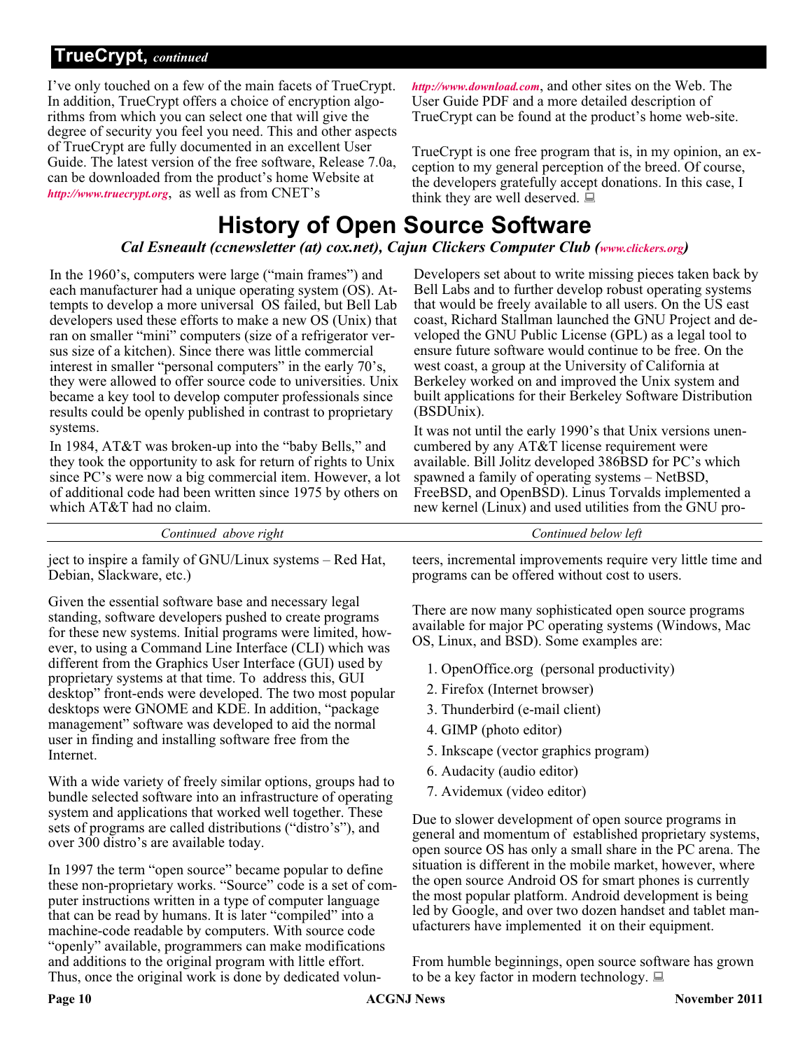## TrueCrypt, *continued*

I've only touched on a few of the main facets of TrueCrypt. In addition, TrueCrypt offers a choice of encryption algorithms from which you can select one that will give the degree of security you feel you need. This and other aspects of TrueCrypt are fully documented in an excellent User Guide. The latest version of the free software, Release 7.0a, can be downloaded from the product's home Website at *http://www.truecrypt.org*, as well as from CNET's *http://www.download.com*, and other sites on the Web. The User Guide PDF and a more detailed description of TrueCrypt can be found at the product's home web-site.

TrueCrypt is one free program that is, in my opinion, an exception to my general perception of the breed. Of course, the developers gratefully accept donations. In this case, I think they are well deserved.

# History of Open Source Software

***Cal Esneault (ccnewsletter (at) cox.net), Cajun Clickers Computer Club (www.clickers.org)***

In the 1960's, computers were large ("main frames") and each manufacturer had a unique operating system (OS). Attempts to develop a more universal OS failed, but Bell Lab developers used these efforts to make a new OS (Unix) that ran on smaller "mini" computers (size of a refrigerator versus size of a kitchen). Since there was little commercial interest in smaller "personal computers" in the early 70's, they were allowed to offer source code to universities. Unix became a key tool to develop computer professionals since results could be openly published in contrast to proprietary systems.

In 1984, AT&T was broken-up into the "baby Bells," and they took the opportunity to ask for return of rights to Unix since PC's were now a big commercial item. However, a lot of additional code had been written since 1975 by others on which AT&T had no claim.

Developers set about to write missing pieces taken back by Bell Labs and to further develop robust operating systems that would be freely available to all users. On the US east coast, Richard Stallman launched the GNU Project and developed the GNU Public License (GPL) as a legal tool to ensure future software would continue to be free. On the west coast, a group at the University of California at Berkeley worked on and improved the Unix system and built applications for their Berkeley Software Distribution (BSDUnix).

It was not until the early 1990's that Unix versions unencumbered by any AT&T license requirement were available. Bill Jolitz developed 386BSD for PC's which spawned a family of operating systems – NetBSD, FreeBSD, and OpenBSD). Linus Torvalds implemented a new kernel (Linux) and used utilities from the GNU project to inspire a family of GNU/Linux systems – Red Hat, Debian, Slackware, etc.)

Given the essential software base and necessary legal standing, software developers pushed to create programs for these new systems. Initial programs were limited, however, to using a Command Line Interface (CLI) which was different from the Graphics User Interface (GUI) used by proprietary systems at that time. To address this, GUI desktop" front-ends were developed. The two most popular desktops were GNOME and KDE. In addition, "package management" software was developed to aid the normal user in finding and installing software free from the Internet.

With a wide variety of freely similar options, groups had to bundle selected software into an infrastructure of operating system and applications that worked well together. These sets of programs are called distributions ("distro's"), and over 300 distro's are available today.

In 1997 the term "open source" became popular to define these non-proprietary works. "Source" code is a set of computer instructions written in a type of computer language that can be read by humans. It is later "compiled" into a machine-code readable by computers. With source code "openly" available, programmers can make modifications and additions to the original program with little effort. Thus, once the original work is done by dedicated volunteers, incremental improvements require very little time and programs can be offered without cost to users.

There are now many sophisticated open source programs available for major PC operating systems (Windows, Mac OS, Linux, and BSD). Some examples are:

1. OpenOffice.org (personal productivity)
2. Firefox (Internet browser)
3. Thunderbird (e-mail client)
4. GIMP (photo editor)
5. Inkscape (vector graphics program)
6. Audacity (audio editor)
7. Avidemux (video editor)

Due to slower development of open source programs in general and momentum of established proprietary systems, open source OS has only a small share in the PC arena. The situation is different in the mobile market, however, where the open source Android OS for smart phones is currently the most popular platform. Android development is being led by Google, and over two dozen handset and tablet manufacturers have implemented it on their equipment.

From humble beginnings, open source software has grown to be a key factor in modern technology.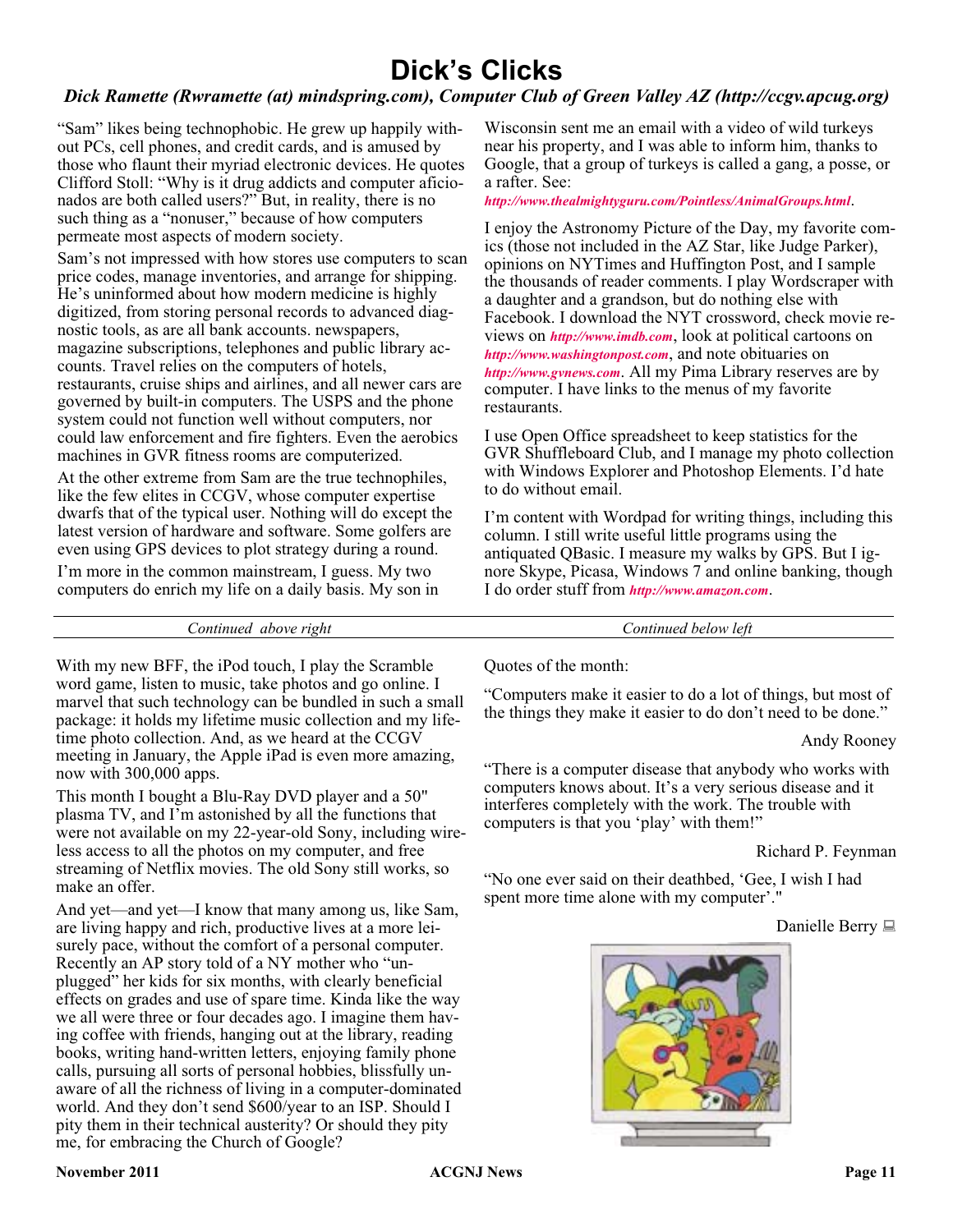# Dick's Clicks

***Dick Ramette (Rwramette (at) mindspring.com), Computer Club of Green Valley AZ (http://ccgv.apcug.org)***

"Sam" likes being technophobic. He grew up happily without PCs, cell phones, and credit cards, and is amused by those who flaunt their myriad electronic devices. He quotes Clifford Stoll: "Why is it drug addicts and computer aficionados are both called users?" But, in reality, there is no such thing as a "nonuser," because of how computers permeate most aspects of modern society.

Sam's not impressed with how stores use computers to scan price codes, manage inventories, and arrange for shipping. He's uninformed about how modern medicine is highly digitized, from storing personal records to advanced diagnostic tools, as are all bank accounts. newspapers, magazine subscriptions, telephones and public library accounts. Travel relies on the computers of hotels, restaurants, cruise ships and airlines, and all newer cars are governed by built-in computers. The USPS and the phone system could not function well without computers, nor could law enforcement and fire fighters. Even the aerobics machines in GVR fitness rooms are computerized.

At the other extreme from Sam are the true technophiles, like the few elites in CCGV, whose computer expertise dwarfs that of the typical user. Nothing will do except the latest version of hardware and software. Some golfers are even using GPS devices to plot strategy during a round.

I'm more in the common mainstream, I guess. My two computers do enrich my life on a daily basis. My son in Wisconsin sent me an email with a video of wild turkeys near his property, and I was able to inform him, thanks to Google, that a group of turkeys is called a gang, a posse, or a rafter. See: ***http://www.thealmightyguru.com/Pointless/AnimalGroups.html***.

I enjoy the Astronomy Picture of the Day, my favorite comics (those not included in the AZ Star, like Judge Parker), opinions on NYTimes and Huffington Post, and I sample the thousands of reader comments. I play Wordscraper with a daughter and a grandson, but do nothing else with Facebook. I download the NYT crossword, check movie reviews on ***http://www.imdb.com***, look at political cartoons on ***http://www.washingtonpost.com***, and note obituaries on ***http://www.gvnews.com***. All my Pima Library reserves are by computer. I have links to the menus of my favorite restaurants.

I use Open Office spreadsheet to keep statistics for the GVR Shuffleboard Club, and I manage my photo collection with Windows Explorer and Photoshop Elements. I'd hate to do without email.

I'm content with Wordpad for writing things, including this column. I still write useful little programs using the antiquated QBasic. I measure my walks by GPS. But I ignore Skype, Picasa, Windows 7 and online banking, though I do order stuff from ***http://www.amazon.com***.

With my new BFF, the iPod touch, I play the Scramble word game, listen to music, take photos and go online. I marvel that such technology can be bundled in such a small package: it holds my lifetime music collection and my lifetime photo collection. And, as we heard at the CCGV meeting in January, the Apple iPad is even more amazing, now with 300,000 apps.

This month I bought a Blu-Ray DVD player and a 50" plasma TV, and I'm astonished by all the functions that were not available on my 22-year-old Sony, including wireless access to all the photos on my computer, and free streaming of Netflix movies. The old Sony still works, so make an offer.

And yet—and yet—I know that many among us, like Sam, are living happy and rich, productive lives at a more leisurely pace, without the comfort of a personal computer. Recently an AP story told of a NY mother who "unplugged" her kids for six months, with clearly beneficial effects on grades and use of spare time. Kinda like the way we all were three or four decades ago. I imagine them having coffee with friends, hanging out at the library, reading books, writing hand-written letters, enjoying family phone calls, pursuing all sorts of personal hobbies, blissfully unaware of all the richness of living in a computer-dominated world. And they don't send $600/year to an ISP. Should I pity them in their technical austerity? Or should they pity me, for embracing the Church of Google?

Quotes of the month:

"Computers make it easier to do a lot of things, but most of the things they make it easier to do don't need to be done."

Andy Rooney

"There is a computer disease that anybody who works with computers knows about. It's a very serious disease and it interferes completely with the work. The trouble with computers is that you 'play' with them!"

Richard P. Feynman

"No one ever said on their deathbed, 'Gee, I wish I had spent more time alone with my computer'."

Danielle Berry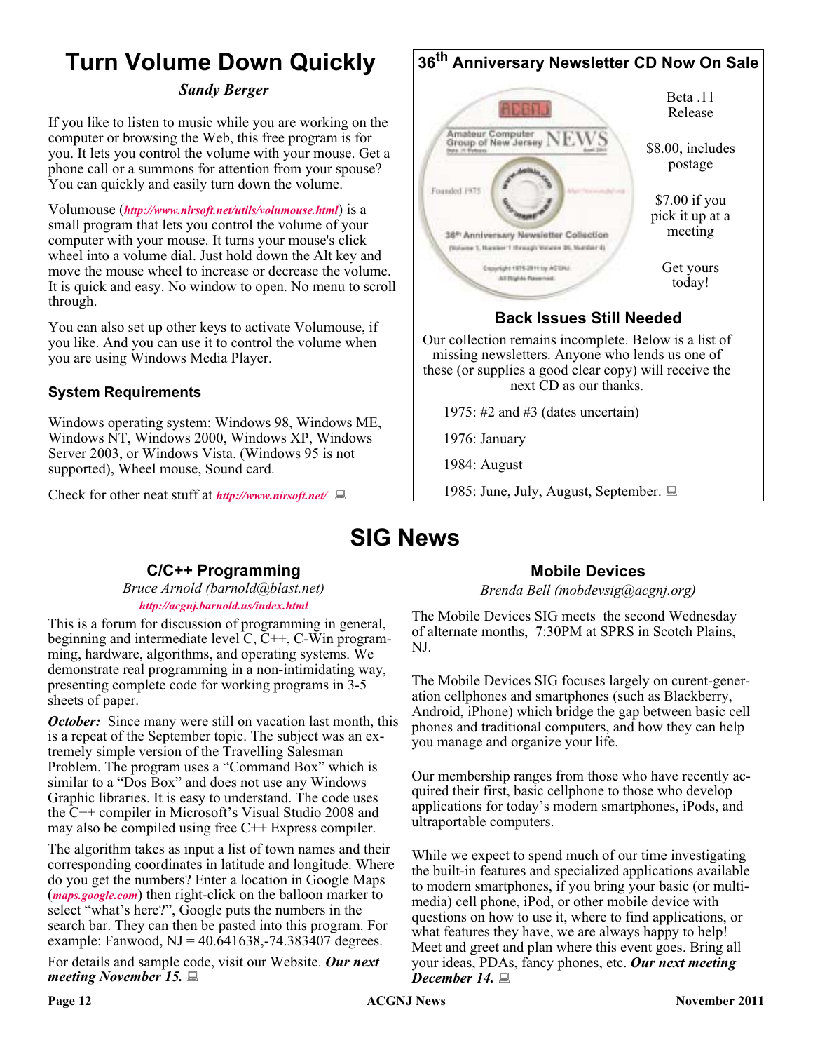# Turn Volume Down Quickly

*Sandy Berger*

If you like to listen to music while you are working on the computer or browsing the Web, this free program is for you. It lets you control the volume with your mouse. Get a phone call or a summons for attention from your spouse? You can quickly and easily turn down the volume.

Volumouse (*http://www.nirsoft.net/utils/volumouse.html*) is a small program that lets you control the volume of your computer with your mouse. It turns your mouse's click wheel into a volume dial. Just hold down the Alt key and move the mouse wheel to increase or decrease the volume. It is quick and easy. No window to open. No menu to scroll through.

You can also set up other keys to activate Volumouse, if you like. And you can use it to control the volume when you are using Windows Media Player.

### System Requirements

Windows operating system: Windows 98, Windows ME, Windows NT, Windows 2000, Windows XP, Windows Server 2003, or Windows Vista. (Windows 95 is not supported), Wheel mouse, Sound card.

Check for other neat stuff at *http://www.nirsoft.net/*

## 36th Anniversary Newsletter CD Now On Sale

Beta .11 Release

$8.00, includes postage

$7.00 if you pick it up at a meeting

Get yours today!

### Back Issues Still Needed

Our collection remains incomplete. Below is a list of missing newsletters. Anyone who lends us one of these (or supplies a good clear copy) will receive the next CD as our thanks.

1975: #2 and #3 (dates uncertain)

1976: January

1984: August

1985: June, July, August, September.

# SIG News

### C/C++ Programming

*Bruce Arnold (barnold@blast.net)*

*http://acgnj.barnold.us/index.html*

This is a forum for discussion of programming in general, beginning and intermediate level C, C++, C-Win programming, hardware, algorithms, and operating systems. We demonstrate real programming in a non-intimidating way, presenting complete code for working programs in 3-5 sheets of paper.

***October:*** Since many were still on vacation last month, this is a repeat of the September topic. The subject was an extremely simple version of the Travelling Salesman Problem. The program uses a "Command Box" which is similar to a "Dos Box" and does not use any Windows Graphic libraries. It is easy to understand. The code uses the C++ compiler in Microsoft's Visual Studio 2008 and may also be compiled using free C++ Express compiler.

The algorithm takes as input a list of town names and their corresponding coordinates in latitude and longitude. Where do you get the numbers? Enter a location in Google Maps (*maps.google.com*) then right-click on the balloon marker to select "what's here?", Google puts the numbers in the search bar. They can then be pasted into this program. For example: Fanwood, NJ = 40.641638,-74.383407 degrees.

For details and sample code, visit our Website. ***Our next meeting November 15.***

### Mobile Devices

*Brenda Bell (mobdevsig@acgnj.org)*

The Mobile Devices SIG meets the second Wednesday of alternate months, 7:30PM at SPRS in Scotch Plains, NJ.

The Mobile Devices SIG focuses largely on curent-generation cellphones and smartphones (such as Blackberry, Android, iPhone) which bridge the gap between basic cell phones and traditional computers, and how they can help you manage and organize your life.

Our membership ranges from those who have recently acquired their first, basic cellphone to those who develop applications for today's modern smartphones, iPods, and ultraportable computers.

While we expect to spend much of our time investigating the built-in features and specialized applications available to modern smartphones, if you bring your basic (or multimedia) cell phone, iPod, or other mobile device with questions on how to use it, where to find applications, or what features they have, we are always happy to help! Meet and greet and plan where this event goes. Bring all your ideas, PDAs, fancy phones, etc. ***Our next meeting December 14.***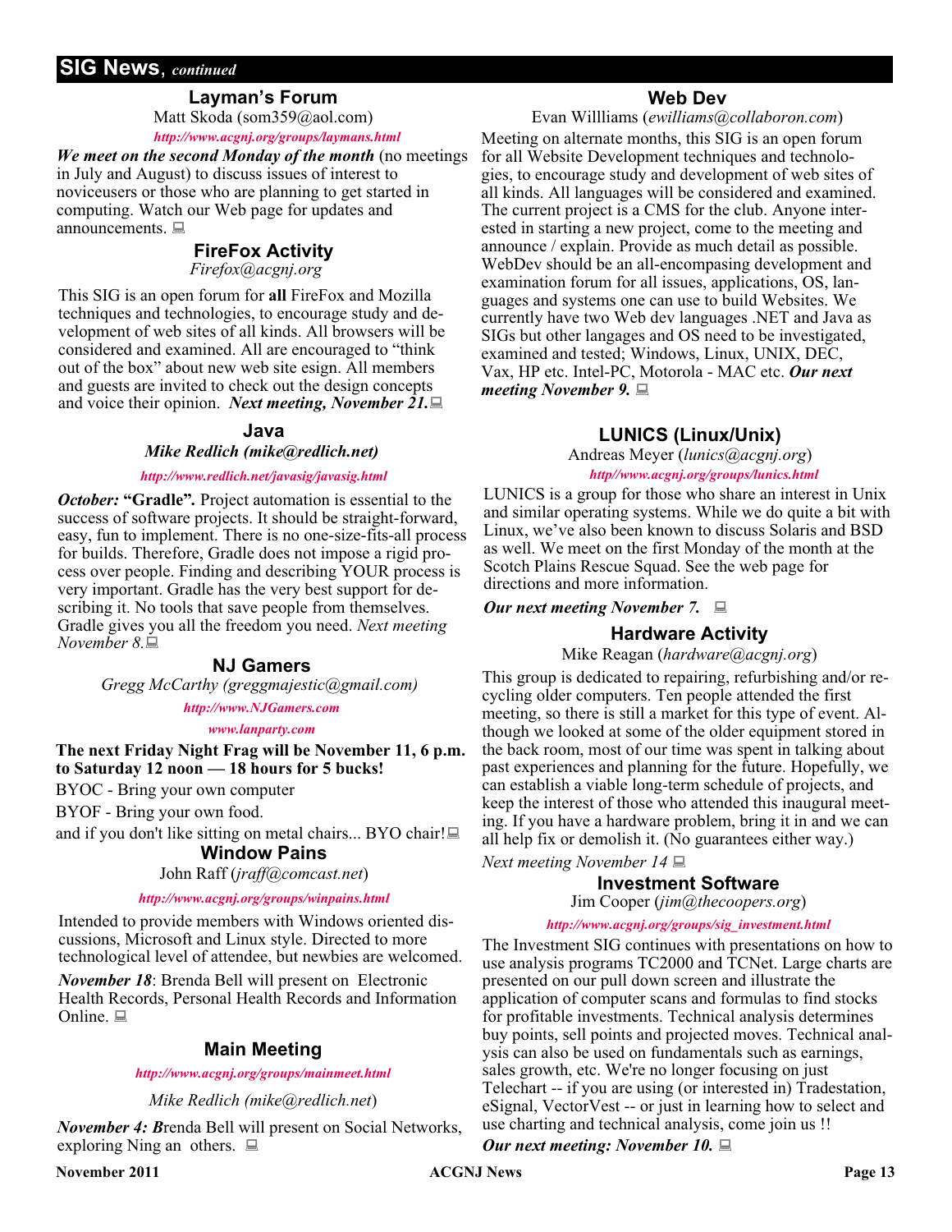## SIG News, *continued*

### Layman's Forum

Matt Skoda (som359@aol.com)

*http://www.acgnj.org/groups/laymans.html*

***We meet on the second Monday of the month*** (no meetings in July and August) to discuss issues of interest to noviceusers or those who are planning to get started in computing. Watch our Web page for updates and announcements.

### FireFox Activity

*Firefox@acgnj.org*

This SIG is an open forum for **all** FireFox and Mozilla techniques and technologies, to encourage study and development of web sites of all kinds. All browsers will be considered and examined. All are encouraged to "think out of the box" about new web site esign. All members and guests are invited to check out the design concepts and voice their opinion. ***Next meeting, November 21.***

### Java

***Mike Redlich (mike@redlich.net)***

*http://www.redlich.net/javasig/javasig.html*

***October:*** **"Gradle".** Project automation is essential to the success of software projects. It should be straight-forward, easy, fun to implement. There is no one-size-fits-all process for builds. Therefore, Gradle does not impose a rigid process over people. Finding and describing YOUR process is very important. Gradle has the very best support for describing it. No tools that save people from themselves. Gradle gives you all the freedom you need. *Next meeting November 8.*

### NJ Gamers

*Gregg McCarthy (greggmajestic@gmail.com)*

*http://www.NJGamers.com*

*www.lanparty.com*

**The next Friday Night Frag will be November 11, 6 p.m. to Saturday 12 noon — 18 hours for 5 bucks!**

BYOC - Bring your own computer

BYOF - Bring your own food.

and if you don't like sitting on metal chairs... BYO chair!

### Window Pains

John Raff (*jraff@comcast.net*)

*http://www.acgnj.org/groups/winpains.html*

Intended to provide members with Windows oriented discussions, Microsoft and Linux style. Directed to more technological level of attendee, but newbies are welcomed.

***November 18***: Brenda Bell will present on Electronic Health Records, Personal Health Records and Information Online.

### Main Meeting

*http://www.acgnj.org/groups/mainmeet.html*

*Mike Redlich (mike@redlich.net)*

***November 4: B***renda Bell will present on Social Networks, exploring Ning an others.

### Web Dev

Evan Willliams (*ewilliams@collaboron.com*)

Meeting on alternate months, this SIG is an open forum for all Website Development techniques and technologies, to encourage study and development of web sites of all kinds. All languages will be considered and examined. The current project is a CMS for the club. Anyone interested in starting a new project, come to the meeting and announce / explain. Provide as much detail as possible. WebDev should be an all-encompasing development and examination forum for all issues, applications, OS, languages and systems one can use to build Websites. We currently have two Web dev languages .NET and Java as SIGs but other langages and OS need to be investigated, examined and tested; Windows, Linux, UNIX, DEC, Vax, HP etc. Intel-PC, Motorola - MAC etc. ***Our next meeting November 9.***

### LUNICS (Linux/Unix)

Andreas Meyer (*lunics@acgnj.org*)

*http//www.acgnj.org/groups/lunics.html*

LUNICS is a group for those who share an interest in Unix and similar operating systems. While we do quite a bit with Linux, we've also been known to discuss Solaris and BSD as well. We meet on the first Monday of the month at the Scotch Plains Rescue Squad. See the web page for directions and more information.

***Our next meeting November 7.***

### Hardware Activity

Mike Reagan (*hardware@acgnj.org*)

This group is dedicated to repairing, refurbishing and/or recycling older computers. Ten people attended the first meeting, so there is still a market for this type of event. Although we looked at some of the older equipment stored in the back room, most of our time was spent in talking about past experiences and planning for the future. Hopefully, we can establish a viable long-term schedule of projects, and keep the interest of those who attended this inaugural meeting. If you have a hardware problem, bring it in and we can all help fix or demolish it. (No guarantees either way.)

*Next meeting November 14*

### Investment Software

Jim Cooper (*jim@thecoopers.org*)

*http://www.acgnj.org/groups/sig_investment.html*

The Investment SIG continues with presentations on how to use analysis programs TC2000 and TCNet. Large charts are presented on our pull down screen and illustrate the application of computer scans and formulas to find stocks for profitable investments. Technical analysis determines buy points, sell points and projected moves. Technical analysis can also be used on fundamentals such as earnings, sales growth, etc. We're no longer focusing on just Telechart -- if you are using (or interested in) Tradestation, eSignal, VectorVest -- or just in learning how to select and use charting and technical analysis, come join us !!

***Our next meeting: November 10.***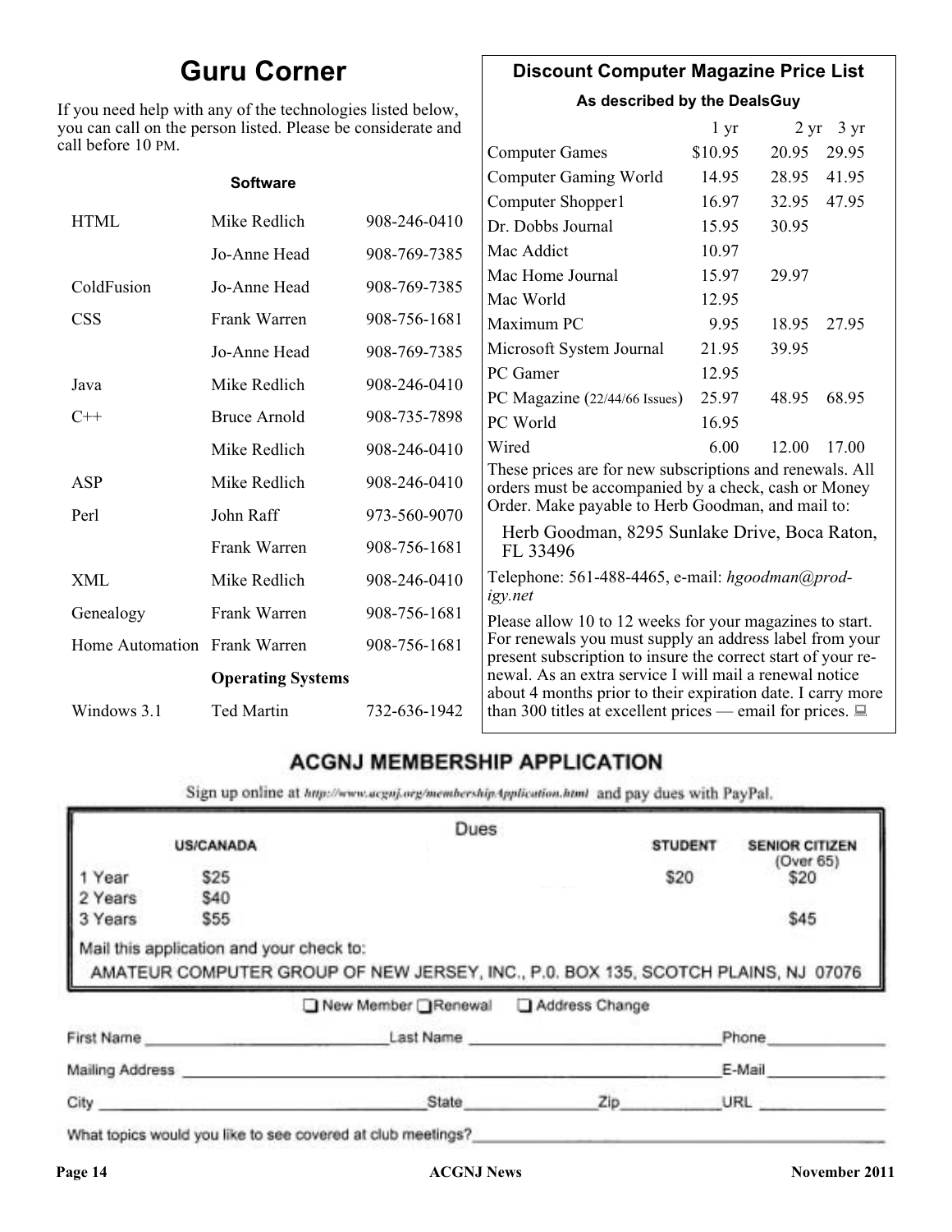# Guru Corner

If you need help with any of the technologies listed below, you can call on the person listed. Please be considerate and call before 10 PM.

| | | |
|---|---|---|
| **Software** | | |
| HTML | Mike Redlich | 908-246-0410 |
| | Jo-Anne Head | 908-769-7385 |
| ColdFusion | Jo-Anne Head | 908-769-7385 |
| CSS | Frank Warren | 908-756-1681 |
| | Jo-Anne Head | 908-769-7385 |
| Java | Mike Redlich | 908-246-0410 |
| C++ | Bruce Arnold | 908-735-7898 |
| | Mike Redlich | 908-246-0410 |
| ASP | Mike Redlich | 908-246-0410 |
| Perl | John Raff | 973-560-9070 |
| | Frank Warren | 908-756-1681 |
| XML | Mike Redlich | 908-246-0410 |
| Genealogy | Frank Warren | 908-756-1681 |
| Home Automation | Frank Warren | 908-756-1681 |
| | **Operating Systems** | |
| Windows 3.1 | Ted Martin | 732-636-1942 |

## Discount Computer Magazine Price List

**As described by the DealsGuy**

| | 1 yr | 2 yr | 3 yr |
|---|---|---|---|
| Computer Games | $10.95 | 20.95 | 29.95 |
| Computer Gaming World | 14.95 | 28.95 | 41.95 |
| Computer Shopper1 | 16.97 | 32.95 | 47.95 |
| Dr. Dobbs Journal | 15.95 | 30.95 | |
| Mac Addict | 10.97 | | |
| Mac Home Journal | 15.97 | 29.97 | |
| Mac World | 12.95 | | |
| Maximum PC | 9.95 | 18.95 | 27.95 |
| Microsoft System Journal | 21.95 | 39.95 | |
| PC Gamer | 12.95 | | |
| PC Magazine (22/44/66 Issues) | 25.97 | 48.95 | 68.95 |
| PC World | 16.95 | | |
| Wired | 6.00 | 12.00 | 17.00 |

These prices are for new subscriptions and renewals. All orders must be accompanied by a check, cash or Money Order. Make payable to Herb Goodman, and mail to:

Herb Goodman, 8295 Sunlake Drive, Boca Raton, FL 33496

Telephone: 561-488-4465, e-mail: *hgoodman@prodigy.net*

Please allow 10 to 12 weeks for your magazines to start. For renewals you must supply an address label from your present subscription to insure the correct start of your renewal. As an extra service I will mail a renewal notice about 4 months prior to their expiration date. I carry more than 300 titles at excellent prices — email for prices.

## ACGNJ MEMBERSHIP APPLICATION

Sign up online at http://www.acgnj.org/membershipApplication.html and pay dues with PayPal.

**Dues**

| | US/CANADA | STUDENT | SENIOR CITIZEN (Over 65) |
|---|---|---|---|
| 1 Year | $25 | $20 | $20 |
| 2 Years | $40 | | |
| 3 Years | $55 | | $45 |

Mail this application and your check to:

AMATEUR COMPUTER GROUP OF NEW JERSEY, INC., P.0. BOX 135, SCOTCH PLAINS, NJ 07076

☐ New Member ☐ Renewal ☐ Address Change

First Name ____________ Last Name ____________ Phone ____________

Mailing Address ____________ E-Mail ____________

City ____________ State ____________ Zip ____________ URL ____________

What topics would you like to see covered at club meetings? ____________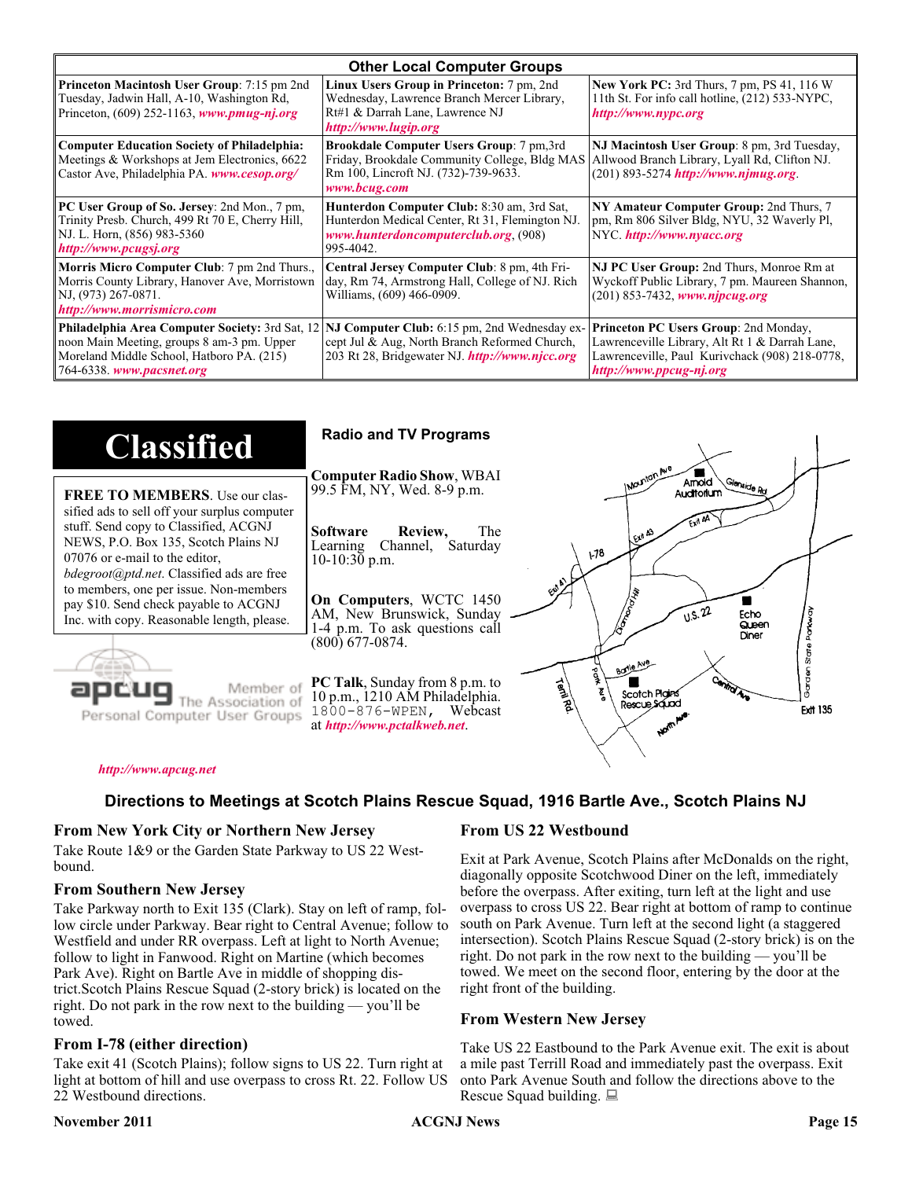## Other Local Computer Groups

| | | |
|---|---|---|
| **Princeton Macintosh User Group**: 7:15 pm 2nd Tuesday, Jadwin Hall, A-10, Washington Rd, Princeton, (609) 252-1163, ***www.pmug-nj.org*** | **Linux Users Group in Princeton:** 7 pm, 2nd Wednesday, Lawrence Branch Mercer Library, Rt#1 & Darrah Lane, Lawrence NJ ***http://www.lugip.org*** | **New York PC:** 3rd Thurs, 7 pm, PS 41, 116 W 11th St. For info call hotline, (212) 533-NYPC, ***http://www.nypc.org*** |
| **Computer Education Society of Philadelphia:** Meetings & Workshops at Jem Electronics, 6622 Castor Ave, Philadelphia PA. ***www.cesop.org/*** | **Brookdale Computer Users Group**: 7 pm,3rd Friday, Brookdale Community College, Bldg MAS Rm 100, Lincroft NJ. (732)-739-9633. ***www.bcug.com*** | **NJ Macintosh User Group**: 8 pm, 3rd Tuesday, Allwood Branch Library, Lyall Rd, Clifton NJ. (201) 893-5274 ***http://www.njmug.org***. |
| **PC User Group of So. Jersey**: 2nd Mon., 7 pm, Trinity Presb. Church, 499 Rt 70 E, Cherry Hill, NJ. L. Horn, (856) 983-5360 ***http://www.pcugsj.org*** | **Hunterdon Computer Club:** 8:30 am, 3rd Sat, Hunterdon Medical Center, Rt 31, Flemington NJ. ***www.hunterdoncomputerclub.org***, (908) 995-4042. | **NY Amateur Computer Group:** 2nd Thurs, 7 pm, Rm 806 Silver Bldg, NYU, 32 Waverly Pl, NYC. ***http://www.nyacc.org*** |
| **Morris Micro Computer Club**: 7 pm 2nd Thurs., Morris County Library, Hanover Ave, Morristown NJ, (973) 267-0871. ***http://www.morrismicro.com*** | **Central Jersey Computer Club**: 8 pm, 4th Friday, Rm 74, Armstrong Hall, College of NJ. Rich Williams, (609) 466-0909. | **NJ PC User Group:** 2nd Thurs, Monroe Rm at Wyckoff Public Library, 7 pm. Maureen Shannon, (201) 853-7432, ***www.njpcug.org*** |
| **Philadelphia Area Computer Society:** 3rd Sat, 12 noon Main Meeting, groups 8 am-3 pm. Upper Moreland Middle School, Hatboro PA. (215) 764-6338. ***www.pacsnet.org*** | **NJ Computer Club:** 6:15 pm, 2nd Wednesday except Jul & Aug, North Branch Reformed Church, 203 Rt 28, Bridgewater NJ. ***http://www.njcc.org*** | **Princeton PC Users Group**: 2nd Monday, Lawrenceville Library, Alt Rt 1 & Darrah Lane, Lawrenceville, Paul Kurivchack (908) 218-0778, ***http://www.ppcug-nj.org*** |

# Classified

**FREE TO MEMBERS**. Use our classified ads to sell off your surplus computer stuff. Send copy to Classified, ACGNJ NEWS, P.O. Box 135, Scotch Plains NJ 07076 or e-mail to the editor, *bdegroot@ptd.net*. Classified ads are free to members, one per issue. Non-members pay $10. Send check payable to ACGNJ Inc. with copy. Reasonable length, please.

apcug — Member of The Association of Personal Computer User Groups

***http://www.apcug.net***

## Radio and TV Programs

**Computer Radio Show**, WBAI 99.5 FM, NY, Wed. 8-9 p.m.

**Software Review,** The Learning Channel, Saturday 10-10:30 p.m.

**On Computers**, WCTC 1450 AM, New Brunswick, Sunday 1-4 p.m. To ask questions call (800) 677-0874.

**PC Talk**, Sunday from 8 p.m. to 10 p.m., 1210 AM Philadelphia. 1800-876-WPEN, Webcast at ***http://www.pctalkweb.net***.

## Directions to Meetings at Scotch Plains Rescue Squad, 1916 Bartle Ave., Scotch Plains NJ

### From New York City or Northern New Jersey

Take Route 1&9 or the Garden State Parkway to US 22 Westbound.

### From Southern New Jersey

Take Parkway north to Exit 135 (Clark). Stay on left of ramp, follow circle under Parkway. Bear right to Central Avenue; follow to Westfield and under RR overpass. Left at light to North Avenue; follow to light in Fanwood. Right on Martine (which becomes Park Ave). Right on Bartle Ave in middle of shopping district.Scotch Plains Rescue Squad (2-story brick) is located on the right. Do not park in the row next to the building — you'll be towed.

### From I-78 (either direction)

Take exit 41 (Scotch Plains); follow signs to US 22. Turn right at light at bottom of hill and use overpass to cross Rt. 22. Follow US 22 Westbound directions.

### From US 22 Westbound

Exit at Park Avenue, Scotch Plains after McDonalds on the right, diagonally opposite Scotchwood Diner on the left, immediately before the overpass. After exiting, turn left at the light and use overpass to cross US 22. Bear right at bottom of ramp to continue south on Park Avenue. Turn left at the second light (a staggered intersection). Scotch Plains Rescue Squad (2-story brick) is on the right. Do not park in the row next to the building — you'll be towed. We meet on the second floor, entering by the door at the right front of the building.

### From Western New Jersey

Take US 22 Eastbound to the Park Avenue exit. The exit is about a mile past Terrill Road and immediately past the overpass. Exit onto Park Avenue South and follow the directions above to the Rescue Squad building.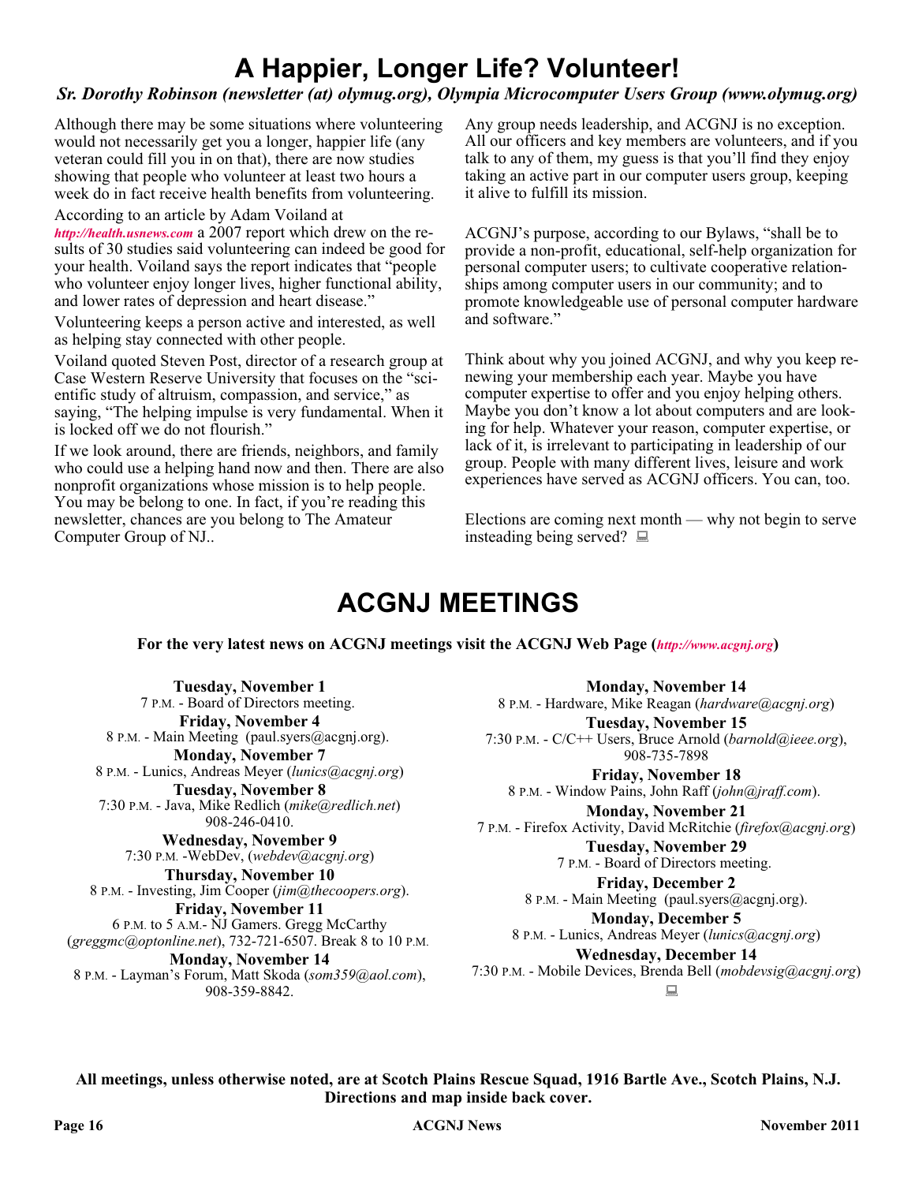# A Happier, Longer Life? Volunteer!

*Sr. Dorothy Robinson (newsletter (at) olymug.org), Olympia Microcomputer Users Group (www.olymug.org)*

Although there may be some situations where volunteering would not necessarily get you a longer, happier life (any veteran could fill you in on that), there are now studies showing that people who volunteer at least two hours a week do in fact receive health benefits from volunteering.

According to an article by Adam Voiland at *http://health.usnews.com* a 2007 report which drew on the results of 30 studies said volunteering can indeed be good for your health. Voiland says the report indicates that "people who volunteer enjoy longer lives, higher functional ability, and lower rates of depression and heart disease."

Volunteering keeps a person active and interested, as well as helping stay connected with other people.

Voiland quoted Steven Post, director of a research group at Case Western Reserve University that focuses on the "scientific study of altruism, compassion, and service," as saying, "The helping impulse is very fundamental. When it is locked off we do not flourish."

If we look around, there are friends, neighbors, and family who could use a helping hand now and then. There are also nonprofit organizations whose mission is to help people. You may be belong to one. In fact, if you're reading this newsletter, chances are you belong to The Amateur Computer Group of NJ..

Any group needs leadership, and ACGNJ is no exception. All our officers and key members are volunteers, and if you talk to any of them, my guess is that you'll find they enjoy taking an active part in our computer users group, keeping it alive to fulfill its mission.

ACGNJ's purpose, according to our Bylaws, "shall be to provide a non-profit, educational, self-help organization for personal computer users; to cultivate cooperative relationships among computer users in our community; and to promote knowledgeable use of personal computer hardware and software."

Think about why you joined ACGNJ, and why you keep renewing your membership each year. Maybe you have computer expertise to offer and you enjoy helping others. Maybe you don't know a lot about computers and are looking for help. Whatever your reason, computer expertise, or lack of it, is irrelevant to participating in leadership of our group. People with many different lives, leisure and work experiences have served as ACGNJ officers. You can, too.

Elections are coming next month — why not begin to serve insteading being served?

# ACGNJ MEETINGS

**For the very latest news on ACGNJ meetings visit the ACGNJ Web Page (*http://www.acgnj.org*)**

**Tuesday, November 1**
7 P.M. - Board of Directors meeting.

**Friday, November 4**
8 P.M. - Main Meeting (paul.syers@acgnj.org).

**Monday, November 7**
8 P.M. - Lunics, Andreas Meyer (*lunics@acgnj.org*)

**Tuesday, November 8**
7:30 P.M. - Java, Mike Redlich (*mike@redlich.net*) 908-246-0410.

**Wednesday, November 9**
7:30 P.M. -WebDev, (*webdev@acgnj.org*)

**Thursday, November 10**
8 P.M. - Investing, Jim Cooper (*jim@thecoopers.org*).

**Friday, November 11**
6 P.M. to 5 A.M.- NJ Gamers. Gregg McCarthy (*greggmc@optonline.net*), 732-721-6507. Break 8 to 10 P.M.

**Monday, November 14**
8 P.M. - Layman's Forum, Matt Skoda (*som359@aol.com*), 908-359-8842.

**Monday, November 14**
8 P.M. - Hardware, Mike Reagan (*hardware@acgnj.org*)

**Tuesday, November 15**
7:30 P.M. - C/C++ Users, Bruce Arnold (*barnold@ieee.org*), 908-735-7898

**Friday, November 18**
8 P.M. - Window Pains, John Raff (*john@jraff.com*).

**Monday, November 21**
7 P.M. - Firefox Activity, David McRitchie (*firefox@acgnj.org*)

**Tuesday, November 29**
7 P.M. - Board of Directors meeting.

**Friday, December 2**
8 P.M. - Main Meeting (paul.syers@acgnj.org).

**Monday, December 5**
8 P.M. - Lunics, Andreas Meyer (*lunics@acgnj.org*)

**Wednesday, December 14**
7:30 P.M. - Mobile Devices, Brenda Bell (*mobdevsig@acgnj.org*)

**All meetings, unless otherwise noted, are at Scotch Plains Rescue Squad, 1916 Bartle Ave., Scotch Plains, N.J. Directions and map inside back cover.**